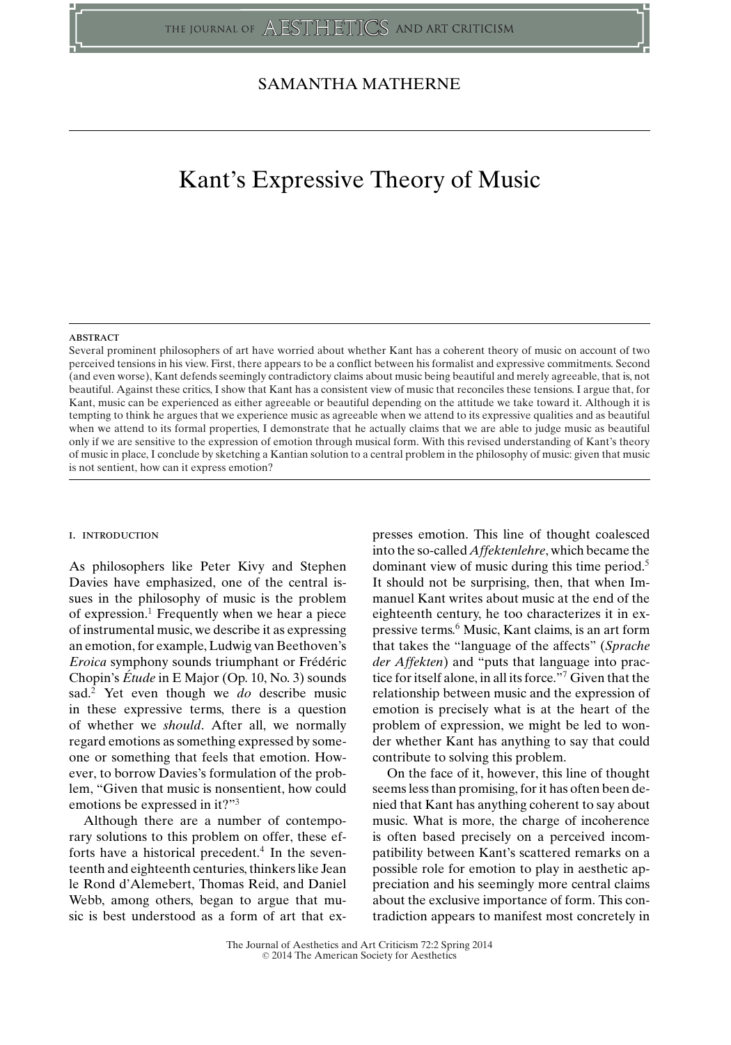SAMANTHA MATHERNE

# Kant's Expressive Theory of Music

## ABSTRACT

Several prominent philosophers of art have worried about whether Kant has a coherent theory of music on account of two perceived tensions in his view. First, there appears to be a conflict between his formalist and expressive commitments. Second (and even worse), Kant defends seemingly contradictory claims about music being beautiful and merely agreeable, that is, not beautiful. Against these critics, I show that Kant has a consistent view of music that reconciles these tensions. I argue that, for Kant, music can be experienced as either agreeable or beautiful depending on the attitude we take toward it. Although it is tempting to think he argues that we experience music as agreeable when we attend to its expressive qualities and as beautiful when we attend to its formal properties, I demonstrate that he actually claims that we are able to judge music as beautiful only if we are sensitive to the expression of emotion through musical form. With this revised understanding of Kant's theory of music in place, I conclude by sketching a Kantian solution to a central problem in the philosophy of music: given that music is not sentient, how can it express emotion?

## I. INTRODUCTION

As philosophers like Peter Kivy and Stephen Davies have emphasized, one of the central issues in the philosophy of music is the problem of expression.[1] Frequently when we hear a piece of instrumental music, we describe it as expressing an emotion, for example, Ludwig van Beethoven's *Eroica* symphony sounds triumphant or Frédéric Chopin's *Étude* in E Major (Op. 10, No. 3) sounds sad.[2] Yet even though we *do* describe music in these expressive terms, there is a question of whether we *should*. After all, we normally regard emotions as something expressed by someone or something that feels that emotion. However, to borrow Davies's formulation of the problem, "Given that music is nonsentient, how could emotions be expressed in it?"[3]

Although there are a number of contemporary solutions to this problem on offer, these efforts have a historical precedent.[4] In the seventeenth and eighteenth centuries, thinkers like Jean le Rond d'Alemebert, Thomas Reid, and Daniel Webb, among others, began to argue that music is best understood as a form of art that expresses emotion. This line of thought coalesced into the so-called *Affektenlehre*, which became the dominant view of music during this time period.[5] It should not be surprising, then, that when Immanuel Kant writes about music at the end of the eighteenth century, he too characterizes it in expressive terms.[6] Music, Kant claims, is an art form that takes the "language of the affects" (*Sprache der Affekten*) and "puts that language into practice for itself alone, in all its force."[7] Given that the relationship between music and the expression of emotion is precisely what is at the heart of the problem of expression, we might be led to wonder whether Kant has anything to say that could contribute to solving this problem.

On the face of it, however, this line of thought seems less than promising, for it has often been denied that Kant has anything coherent to say about music. What is more, the charge of incoherence is often based precisely on a perceived incompatibility between Kant's scattered remarks on a possible role for emotion to play in aesthetic appreciation and his seemingly more central claims about the exclusive importance of form. This contradiction appears to manifest most concretely in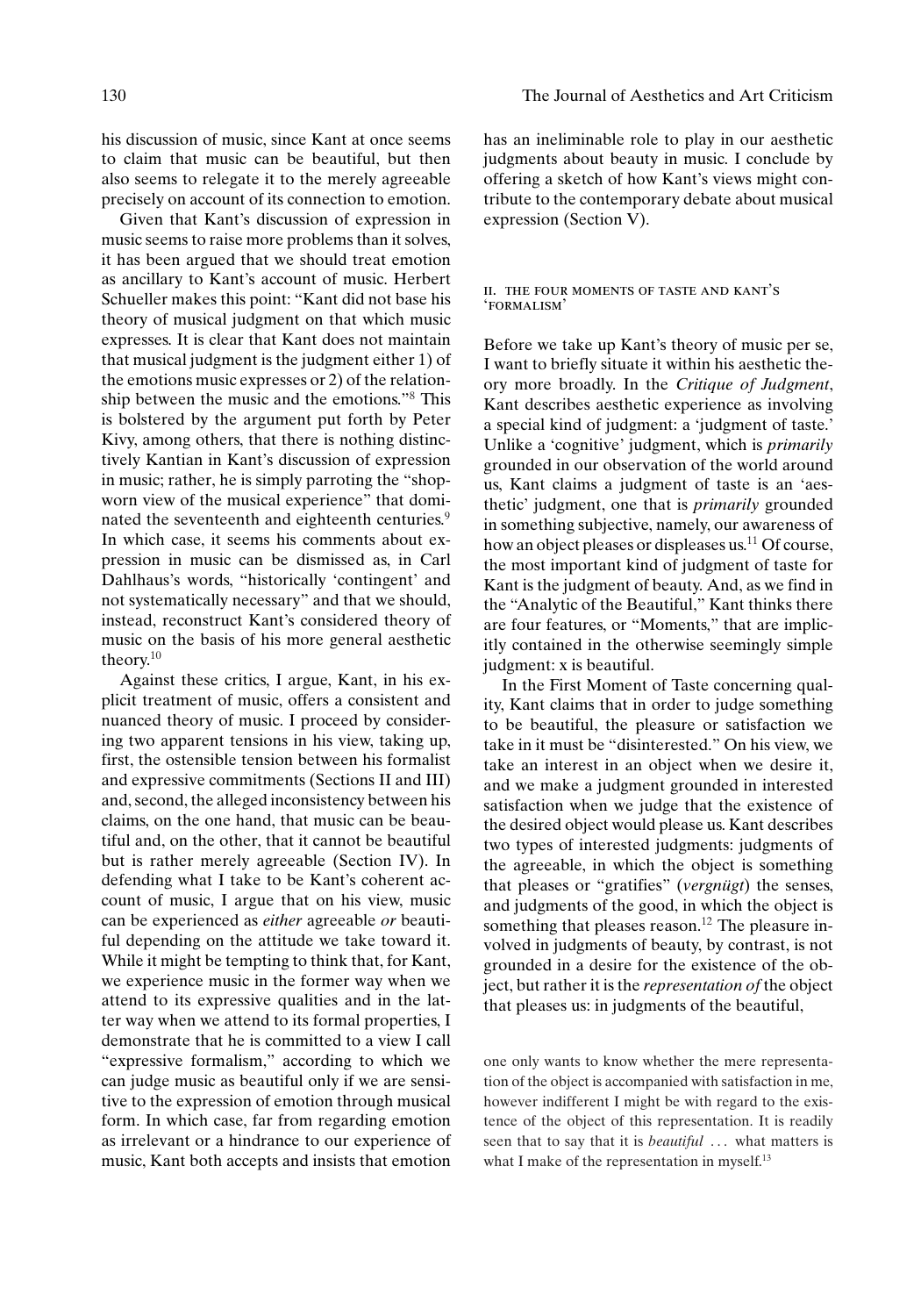his discussion of music, since Kant at once seems to claim that music can be beautiful, but then also seems to relegate it to the merely agreeable precisely on account of its connection to emotion.

Given that Kant's discussion of expression in music seems to raise more problems than it solves, it has been argued that we should treat emotion as ancillary to Kant's account of music. Herbert Schueller makes this point: "Kant did not base his theory of musical judgment on that which music expresses. It is clear that Kant does not maintain that musical judgment is the judgment either 1) of the emotions music expresses or 2) of the relationship between the music and the emotions."[8] This is bolstered by the argument put forth by Peter Kivy, among others, that there is nothing distinctively Kantian in Kant's discussion of expression in music; rather, he is simply parroting the "shopworn view of the musical experience" that dominated the seventeenth and eighteenth centuries.[9] In which case, it seems his comments about expression in music can be dismissed as, in Carl Dahlhaus's words, "historically 'contingent' and not systematically necessary" and that we should, instead, reconstruct Kant's considered theory of music on the basis of his more general aesthetic theory.[10]

Against these critics, I argue, Kant, in his explicit treatment of music, offers a consistent and nuanced theory of music. I proceed by considering two apparent tensions in his view, taking up, first, the ostensible tension between his formalist and expressive commitments (Sections II and III) and, second, the alleged inconsistency between his claims, on the one hand, that music can be beautiful and, on the other, that it cannot be beautiful but is rather merely agreeable (Section IV). In defending what I take to be Kant's coherent account of music, I argue that on his view, music can be experienced as *either* agreeable *or* beautiful depending on the attitude we take toward it. While it might be tempting to think that, for Kant, we experience music in the former way when we attend to its expressive qualities and in the latter way when we attend to its formal properties, I demonstrate that he is committed to a view I call "expressive formalism," according to which we can judge music as beautiful only if we are sensitive to the expression of emotion through musical form. In which case, far from regarding emotion as irrelevant or a hindrance to our experience of music, Kant both accepts and insists that emotion has an ineliminable role to play in our aesthetic judgments about beauty in music. I conclude by offering a sketch of how Kant's views might contribute to the contemporary debate about musical expression (Section V).

## II. THE FOUR MOMENTS OF TASTE AND KANT'S 'FORMALISM'

Before we take up Kant's theory of music per se, I want to briefly situate it within his aesthetic theory more broadly. In the *Critique of Judgment*, Kant describes aesthetic experience as involving a special kind of judgment: a 'judgment of taste.' Unlike a 'cognitive' judgment, which is *primarily* grounded in our observation of the world around us, Kant claims a judgment of taste is an 'aesthetic' judgment, one that is *primarily* grounded in something subjective, namely, our awareness of how an object pleases or displeases us.[11] Of course, the most important kind of judgment of taste for Kant is the judgment of beauty. And, as we find in the "Analytic of the Beautiful," Kant thinks there are four features, or "Moments," that are implicitly contained in the otherwise seemingly simple judgment: x is beautiful.

In the First Moment of Taste concerning quality, Kant claims that in order to judge something to be beautiful, the pleasure or satisfaction we take in it must be "disinterested." On his view, we take an interest in an object when we desire it, and we make a judgment grounded in interested satisfaction when we judge that the existence of the desired object would please us. Kant describes two types of interested judgments: judgments of the agreeable, in which the object is something that pleases or "gratifies" (*vergnügt*) the senses, and judgments of the good, in which the object is something that pleases reason.[12] The pleasure involved in judgments of beauty, by contrast, is not grounded in a desire for the existence of the object, but rather it is the *representation of* the object that pleases us: in judgments of the beautiful,

> one only wants to know whether the mere representation of the object is accompanied with satisfaction in me, however indifferent I might be with regard to the existence of the object of this representation. It is readily seen that to say that it is *beautiful* ... what matters is what I make of the representation in myself.[13]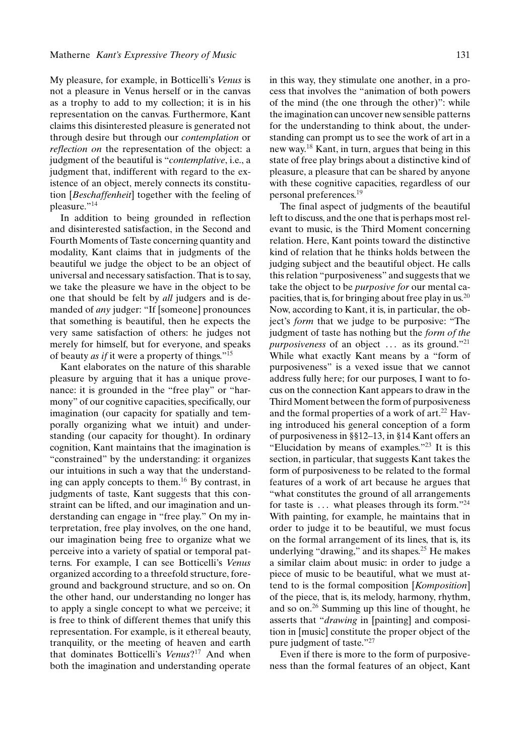My pleasure, for example, in Botticelli's *Venus* is not a pleasure in Venus herself or in the canvas as a trophy to add to my collection; it is in his representation on the canvas. Furthermore, Kant claims this disinterested pleasure is generated not through desire but through our *contemplation* or *reflection on* the representation of the object: a judgment of the beautiful is "*contemplative*, i.e., a judgment that, indifferent with regard to the existence of an object, merely connects its constitution [*Beschaffenheit*] together with the feeling of pleasure."[14]

In addition to being grounded in reflection and disinterested satisfaction, in the Second and Fourth Moments of Taste concerning quantity and modality, Kant claims that in judgments of the beautiful we judge the object to be an object of universal and necessary satisfaction. That is to say, we take the pleasure we have in the object to be one that should be felt by *all* judgers and is demanded of *any* judger: "If [someone] pronounces that something is beautiful, then he expects the very same satisfaction of others: he judges not merely for himself, but for everyone, and speaks of beauty *as if* it were a property of things."[15]

Kant elaborates on the nature of this sharable pleasure by arguing that it has a unique provenance: it is grounded in the "free play" or "harmony" of our cognitive capacities, specifically, our imagination (our capacity for spatially and temporally organizing what we intuit) and understanding (our capacity for thought). In ordinary cognition, Kant maintains that the imagination is "constrained" by the understanding: it organizes our intuitions in such a way that the understanding can apply concepts to them.[16] By contrast, in judgments of taste, Kant suggests that this constraint can be lifted, and our imagination and understanding can engage in "free play." On my interpretation, free play involves, on the one hand, our imagination being free to organize what we perceive into a variety of spatial or temporal patterns. For example, I can see Botticelli's *Venus* organized according to a threefold structure, foreground and background structure, and so on. On the other hand, our understanding no longer has to apply a single concept to what we perceive; it is free to think of different themes that unify this representation. For example, is it ethereal beauty, tranquility, or the meeting of heaven and earth that dominates Botticelli's *Venus*?[17] And when both the imagination and understanding operate in this way, they stimulate one another, in a process that involves the "animation of both powers of the mind (the one through the other)": while the imagination can uncover new sensible patterns for the understanding to think about, the understanding can prompt us to see the work of art in a new way.[18] Kant, in turn, argues that being in this state of free play brings about a distinctive kind of pleasure, a pleasure that can be shared by anyone with these cognitive capacities, regardless of our personal preferences.[19]

The final aspect of judgments of the beautiful left to discuss, and the one that is perhaps most relevant to music, is the Third Moment concerning relation. Here, Kant points toward the distinctive kind of relation that he thinks holds between the judging subject and the beautiful object. He calls this relation "purposiveness" and suggests that we take the object to be *purposive for* our mental capacities, that is, for bringing about free play in us.[20] Now, according to Kant, it is, in particular, the object's *form* that we judge to be purposive: "The judgment of taste has nothing but the *form of the purposiveness* of an object ... as its ground."[21] While what exactly Kant means by a "form of purposiveness" is a vexed issue that we cannot address fully here; for our purposes, I want to focus on the connection Kant appears to draw in the Third Moment between the form of purposiveness and the formal properties of a work of art.[22] Having introduced his general conception of a form of purposiveness in §§12–13, in §14 Kant offers an "Elucidation by means of examples."[23] It is this section, in particular, that suggests Kant takes the form of purposiveness to be related to the formal features of a work of art because he argues that "what constitutes the ground of all arrangements for taste is ... what pleases through its form."[24] With painting, for example, he maintains that in order to judge it to be beautiful, we must focus on the formal arrangement of its lines, that is, its underlying "drawing," and its shapes.[25] He makes a similar claim about music: in order to judge a piece of music to be beautiful, what we must attend to is the formal composition [*Komposition*] of the piece, that is, its melody, harmony, rhythm, and so on.[26] Summing up this line of thought, he asserts that "*drawing* in [painting] and composition in [music] constitute the proper object of the pure judgment of taste."[27]

Even if there is more to the form of purposiveness than the formal features of an object, Kant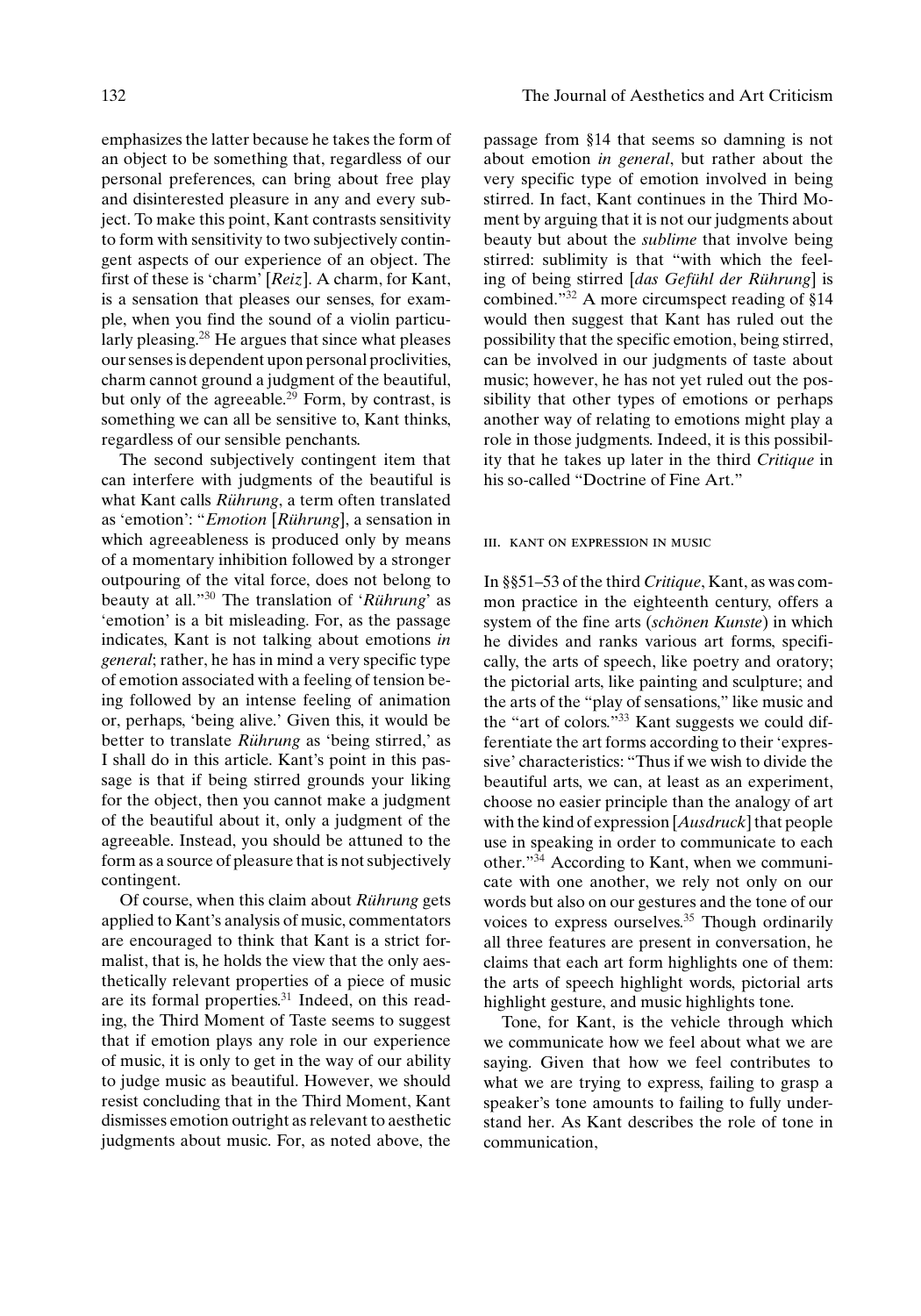emphasizes the latter because he takes the form of an object to be something that, regardless of our personal preferences, can bring about free play and disinterested pleasure in any and every subject. To make this point, Kant contrasts sensitivity to form with sensitivity to two subjectively contingent aspects of our experience of an object. The first of these is 'charm' [*Reiz*]. A charm, for Kant, is a sensation that pleases our senses, for example, when you find the sound of a violin particularly pleasing.[28] He argues that since what pleases our senses is dependent upon personal proclivities, charm cannot ground a judgment of the beautiful, but only of the agreeable.[29] Form, by contrast, is something we can all be sensitive to, Kant thinks, regardless of our sensible penchants.

The second subjectively contingent item that can interfere with judgments of the beautiful is what Kant calls *Rührung*, a term often translated as 'emotion': "*Emotion* [*Rührung*], a sensation in which agreeableness is produced only by means of a momentary inhibition followed by a stronger outpouring of the vital force, does not belong to beauty at all."[30] The translation of '*Rührung*' as 'emotion' is a bit misleading. For, as the passage indicates, Kant is not talking about emotions *in general*; rather, he has in mind a very specific type of emotion associated with a feeling of tension being followed by an intense feeling of animation or, perhaps, 'being alive.' Given this, it would be better to translate *Rührung* as 'being stirred,' as I shall do in this article. Kant's point in this passage is that if being stirred grounds your liking for the object, then you cannot make a judgment of the beautiful about it, only a judgment of the agreeable. Instead, you should be attuned to the form as a source of pleasure that is not subjectively contingent.

Of course, when this claim about *Rührung* gets applied to Kant's analysis of music, commentators are encouraged to think that Kant is a strict formalist, that is, he holds the view that the only aesthetically relevant properties of a piece of music are its formal properties.[31] Indeed, on this reading, the Third Moment of Taste seems to suggest that if emotion plays any role in our experience of music, it is only to get in the way of our ability to judge music as beautiful. However, we should resist concluding that in the Third Moment, Kant dismisses emotion outright as relevant to aesthetic judgments about music. For, as noted above, the passage from §14 that seems so damning is not about emotion *in general*, but rather about the very specific type of emotion involved in being stirred. In fact, Kant continues in the Third Moment by arguing that it is not our judgments about beauty but about the *sublime* that involve being stirred: sublimity is that "with which the feeling of being stirred [*das Gefühl der Rührung*] is combined."[32] A more circumspect reading of §14 would then suggest that Kant has ruled out the possibility that the specific emotion, being stirred, can be involved in our judgments of taste about music; however, he has not yet ruled out the possibility that other types of emotions or perhaps another way of relating to emotions might play a role in those judgments. Indeed, it is this possibility that he takes up later in the third *Critique* in his so-called "Doctrine of Fine Art."

## III. KANT ON EXPRESSION IN MUSIC

In §§51–53 of the third *Critique*, Kant, as was common practice in the eighteenth century, offers a system of the fine arts (*schönen Kunste*) in which he divides and ranks various art forms, specifically, the arts of speech, like poetry and oratory; the pictorial arts, like painting and sculpture; and the arts of the "play of sensations," like music and the "art of colors."[33] Kant suggests we could differentiate the art forms according to their 'expressive' characteristics: "Thus if we wish to divide the beautiful arts, we can, at least as an experiment, choose no easier principle than the analogy of art with the kind of expression [*Ausdruck*] that people use in speaking in order to communicate to each other."[34] According to Kant, when we communicate with one another, we rely not only on our words but also on our gestures and the tone of our voices to express ourselves.[35] Though ordinarily all three features are present in conversation, he claims that each art form highlights one of them: the arts of speech highlight words, pictorial arts highlight gesture, and music highlights tone.

Tone, for Kant, is the vehicle through which we communicate how we feel about what we are saying. Given that how we feel contributes to what we are trying to express, failing to grasp a speaker's tone amounts to failing to fully understand her. As Kant describes the role of tone in communication,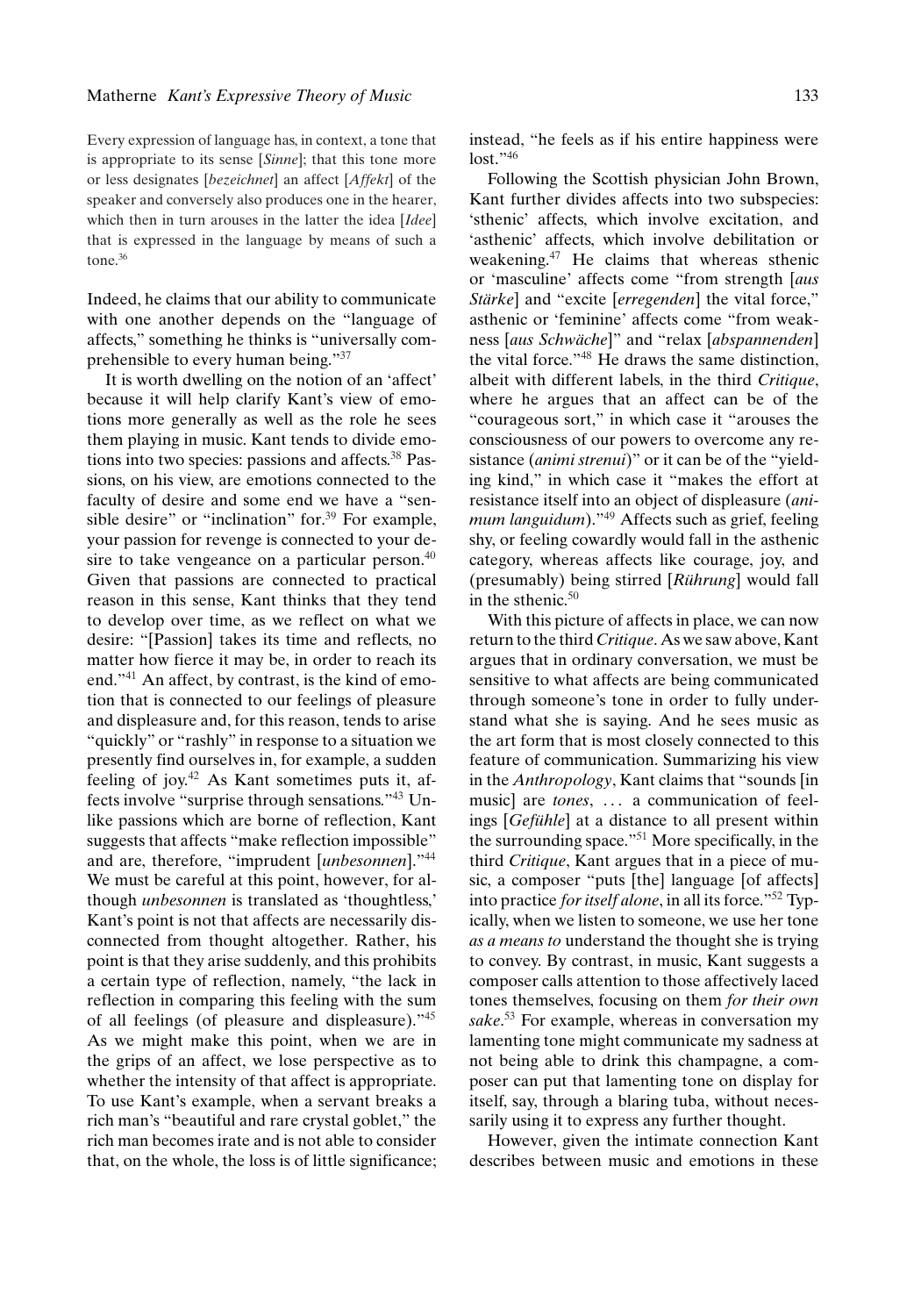> Every expression of language has, in context, a tone that is appropriate to its sense [*Sinne*]; that this tone more or less designates [*bezeichnet*] an affect [*Affekt*] of the speaker and conversely also produces one in the hearer, which then in turn arouses in the latter the idea [*Idee*] that is expressed in the language by means of such a tone.[36]

Indeed, he claims that our ability to communicate with one another depends on the "language of affects," something he thinks is "universally comprehensible to every human being."[37]

It is worth dwelling on the notion of an 'affect' because it will help clarify Kant's view of emotions more generally as well as the role he sees them playing in music. Kant tends to divide emotions into two species: passions and affects.[38] Passions, on his view, are emotions connected to the faculty of desire and some end we have a "sensible desire" or "inclination" for.[39] For example, your passion for revenge is connected to your desire to take vengeance on a particular person.[40] Given that passions are connected to practical reason in this sense, Kant thinks that they tend to develop over time, as we reflect on what we desire: "[Passion] takes its time and reflects, no matter how fierce it may be, in order to reach its end."[41] An affect, by contrast, is the kind of emotion that is connected to our feelings of pleasure and displeasure and, for this reason, tends to arise "quickly" or "rashly" in response to a situation we presently find ourselves in, for example, a sudden feeling of joy.[42] As Kant sometimes puts it, affects involve "surprise through sensations."[43] Unlike passions which are borne of reflection, Kant suggests that affects "make reflection impossible" and are, therefore, "imprudent [*unbesonnen*]."[44] We must be careful at this point, however, for although *unbesonnen* is translated as 'thoughtless,' Kant's point is not that affects are necessarily disconnected from thought altogether. Rather, his point is that they arise suddenly, and this prohibits a certain type of reflection, namely, "the lack in reflection in comparing this feeling with the sum of all feelings (of pleasure and displeasure)."[45] As we might make this point, when we are in the grips of an affect, we lose perspective as to whether the intensity of that affect is appropriate. To use Kant's example, when a servant breaks a rich man's "beautiful and rare crystal goblet," the rich man becomes irate and is not able to consider that, on the whole, the loss is of little significance; instead, "he feels as if his entire happiness were lost."[46]

Following the Scottish physician John Brown, Kant further divides affects into two subspecies: 'sthenic' affects, which involve excitation, and 'asthenic' affects, which involve debilitation or weakening.[47] He claims that whereas sthenic or 'masculine' affects come "from strength [*aus Stärke*] and "excite [*erregenden*] the vital force," asthenic or 'feminine' affects come "from weakness [*aus Schwäche*]" and "relax [*abspannenden*] the vital force."[48] He draws the same distinction, albeit with different labels, in the third *Critique*, where he argues that an affect can be of the "courageous sort," in which case it "arouses the consciousness of our powers to overcome any resistance (*animi strenui*)" or it can be of the "yielding kind," in which case it "makes the effort at resistance itself into an object of displeasure (*animum languidum*)."[49] Affects such as grief, feeling shy, or feeling cowardly would fall in the asthenic category, whereas affects like courage, joy, and (presumably) being stirred [*Rührung*] would fall in the sthenic.[50]

With this picture of affects in place, we can now return to the third *Critique*. As we saw above, Kant argues that in ordinary conversation, we must be sensitive to what affects are being communicated through someone's tone in order to fully understand what she is saying. And he sees music as the art form that is most closely connected to this feature of communication. Summarizing his view in the *Anthropology*, Kant claims that "sounds [in music] are *tones*, ... a communication of feelings [*Gefühle*] at a distance to all present within the surrounding space."[51] More specifically, in the third *Critique*, Kant argues that in a piece of music, a composer "puts [the] language [of affects] into practice *for itself alone*, in all its force."[52] Typically, when we listen to someone, we use her tone *as a means to* understand the thought she is trying to convey. By contrast, in music, Kant suggests a composer calls attention to those affectively laced tones themselves, focusing on them *for their own sake*.[53] For example, whereas in conversation my lamenting tone might communicate my sadness at not being able to drink this champagne, a composer can put that lamenting tone on display for itself, say, through a blaring tuba, without necessarily using it to express any further thought.

However, given the intimate connection Kant describes between music and emotions in these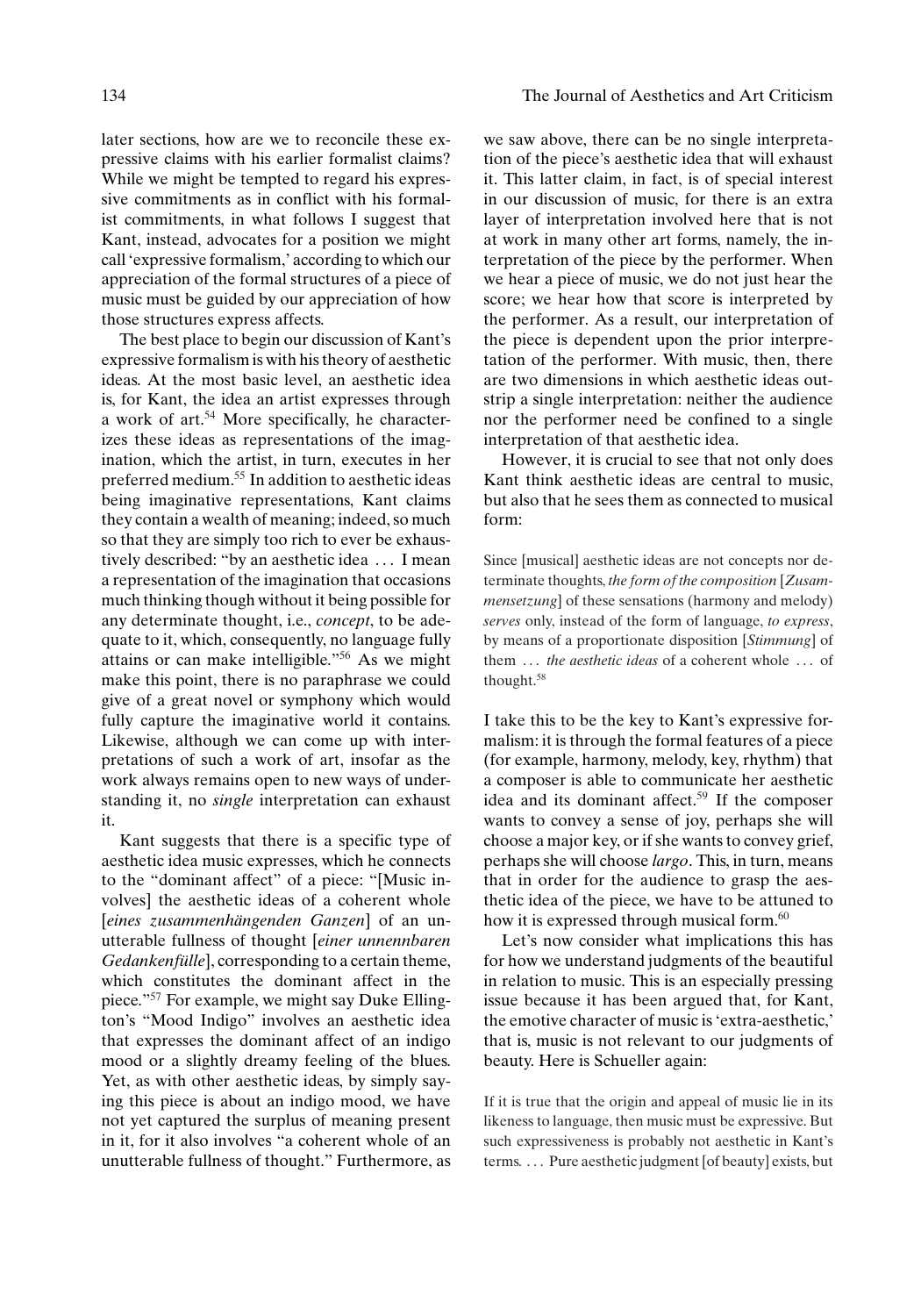later sections, how are we to reconcile these expressive claims with his earlier formalist claims? While we might be tempted to regard his expressive commitments as in conflict with his formalist commitments, in what follows I suggest that Kant, instead, advocates for a position we might call 'expressive formalism,' according to which our appreciation of the formal structures of a piece of music must be guided by our appreciation of how those structures express affects.

The best place to begin our discussion of Kant's expressive formalism is with his theory of aesthetic ideas. At the most basic level, an aesthetic idea is, for Kant, the idea an artist expresses through a work of art.[54] More specifically, he characterizes these ideas as representations of the imagination, which the artist, in turn, executes in her preferred medium.[55] In addition to aesthetic ideas being imaginative representations, Kant claims they contain a wealth of meaning; indeed, so much so that they are simply too rich to ever be exhaustively described: "by an aesthetic idea ... I mean a representation of the imagination that occasions much thinking though without it being possible for any determinate thought, i.e., *concept*, to be adequate to it, which, consequently, no language fully attains or can make intelligible."[56] As we might make this point, there is no paraphrase we could give of a great novel or symphony which would fully capture the imaginative world it contains. Likewise, although we can come up with interpretations of such a work of art, insofar as the work always remains open to new ways of understanding it, no *single* interpretation can exhaust it.

Kant suggests that there is a specific type of aesthetic idea music expresses, which he connects to the "dominant affect" of a piece: "[Music involves] the aesthetic ideas of a coherent whole [*eines zusammenhängenden Ganzen*] of an unutterable fullness of thought [*einer unnennbaren Gedankenfülle*], corresponding to a certain theme, which constitutes the dominant affect in the piece."[57] For example, we might say Duke Ellington's "Mood Indigo" involves an aesthetic idea that expresses the dominant affect of an indigo mood or a slightly dreamy feeling of the blues. Yet, as with other aesthetic ideas, by simply saying this piece is about an indigo mood, we have not yet captured the surplus of meaning present in it, for it also involves "a coherent whole of an unutterable fullness of thought." Furthermore, as we saw above, there can be no single interpretation of the piece's aesthetic idea that will exhaust it. This latter claim, in fact, is of special interest in our discussion of music, for there is an extra layer of interpretation involved here that is not at work in many other art forms, namely, the interpretation of the piece by the performer. When we hear a piece of music, we do not just hear the score; we hear how that score is interpreted by the performer. As a result, our interpretation of the piece is dependent upon the prior interpretation of the performer. With music, then, there are two dimensions in which aesthetic ideas outstrip a single interpretation: neither the audience nor the performer need be confined to a single interpretation of that aesthetic idea.

However, it is crucial to see that not only does Kant think aesthetic ideas are central to music, but also that he sees them as connected to musical form:

> Since [musical] aesthetic ideas are not concepts nor determinate thoughts, *the form of the composition* [*Zusammensetzung*] of these sensations (harmony and melody) *serves* only, instead of the form of language, *to express*, by means of a proportionate disposition [*Stimmung*] of them ... *the aesthetic ideas* of a coherent whole ... of thought.[58]

I take this to be the key to Kant's expressive formalism: it is through the formal features of a piece (for example, harmony, melody, key, rhythm) that a composer is able to communicate her aesthetic idea and its dominant affect.[59] If the composer wants to convey a sense of joy, perhaps she will choose a major key, or if she wants to convey grief, perhaps she will choose *largo*. This, in turn, means that in order for the audience to grasp the aesthetic idea of the piece, we have to be attuned to how it is expressed through musical form.[60]

Let's now consider what implications this has for how we understand judgments of the beautiful in relation to music. This is an especially pressing issue because it has been argued that, for Kant, the emotive character of music is 'extra-aesthetic,' that is, music is not relevant to our judgments of beauty. Here is Schueller again:

> If it is true that the origin and appeal of music lie in its likeness to language, then music must be expressive. But such expressiveness is probably not aesthetic in Kant's terms. ... Pure aesthetic judgment [of beauty] exists, but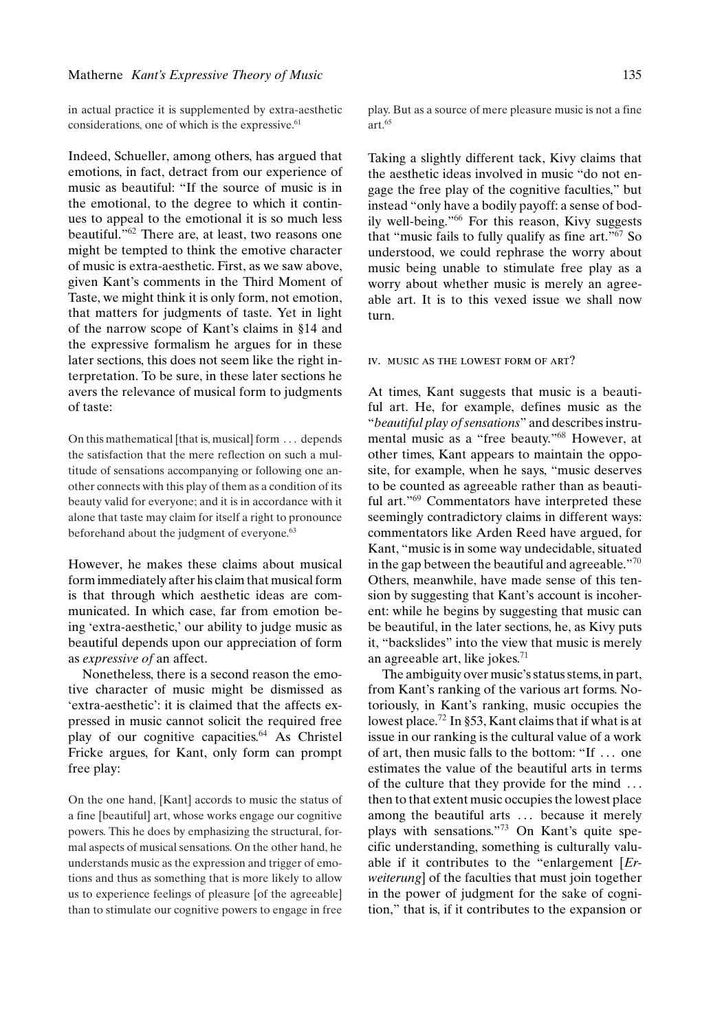in actual practice it is supplemented by extra-aesthetic considerations, one of which is the expressive.[61]

Indeed, Schueller, among others, has argued that emotions, in fact, detract from our experience of music as beautiful: "If the source of music is in the emotional, to the degree to which it continues to appeal to the emotional it is so much less beautiful."[62] There are, at least, two reasons one might be tempted to think the emotive character of music is extra-aesthetic. First, as we saw above, given Kant's comments in the Third Moment of Taste, we might think it is only form, not emotion, that matters for judgments of taste. Yet in light of the narrow scope of Kant's claims in §14 and the expressive formalism he argues for in these later sections, this does not seem like the right interpretation. To be sure, in these later sections he avers the relevance of musical form to judgments of taste:

> On this mathematical [that is, musical] form ... depends the satisfaction that the mere reflection on such a multitude of sensations accompanying or following one another connects with this play of them as a condition of its beauty valid for everyone; and it is in accordance with it alone that taste may claim for itself a right to pronounce beforehand about the judgment of everyone.[63]

However, he makes these claims about musical form immediately after his claim that musical form is that through which aesthetic ideas are communicated. In which case, far from emotion being 'extra-aesthetic,' our ability to judge music as beautiful depends upon our appreciation of form as *expressive of* an affect.

Nonetheless, there is a second reason the emotive character of music might be dismissed as 'extra-aesthetic': it is claimed that the affects expressed in music cannot solicit the required free play of our cognitive capacities.[64] As Christel Fricke argues, for Kant, only form can prompt free play:

> On the one hand, [Kant] accords to music the status of a fine [beautiful] art, whose works engage our cognitive powers. This he does by emphasizing the structural, formal aspects of musical sensations. On the other hand, he understands music as the expression and trigger of emotions and thus as something that is more likely to allow us to experience feelings of pleasure [of the agreeable] than to stimulate our cognitive powers to engage in free play. But as a source of mere pleasure music is not a fine art.[65]

Taking a slightly different tack, Kivy claims that the aesthetic ideas involved in music "do not engage the free play of the cognitive faculties," but instead "only have a bodily payoff: a sense of bodily well-being."[66] For this reason, Kivy suggests that "music fails to fully qualify as fine art."[67] So understood, we could rephrase the worry about music being unable to stimulate free play as a worry about whether music is merely an agreeable art. It is to this vexed issue we shall now turn.

## IV. MUSIC AS THE LOWEST FORM OF ART?

At times, Kant suggests that music is a beautiful art. He, for example, defines music as the "*beautiful play of sensations*" and describes instrumental music as a "free beauty."[68] However, at other times, Kant appears to maintain the opposite, for example, when he says, "music deserves to be counted as agreeable rather than as beautiful art."[69] Commentators have interpreted these seemingly contradictory claims in different ways: commentators like Arden Reed have argued, for Kant, "music is in some way undecidable, situated in the gap between the beautiful and agreeable."[70] Others, meanwhile, have made sense of this tension by suggesting that Kant's account is incoherent: while he begins by suggesting that music can be beautiful, in the later sections, he, as Kivy puts it, "backslides" into the view that music is merely an agreeable art, like jokes.[71]

The ambiguity over music's status stems, in part, from Kant's ranking of the various art forms. Notoriously, in Kant's ranking, music occupies the lowest place.[72] In §53, Kant claims that if what is at issue in our ranking is the cultural value of a work of art, then music falls to the bottom: "If ... one estimates the value of the beautiful arts in terms of the culture that they provide for the mind ... then to that extent music occupies the lowest place among the beautiful arts ... because it merely plays with sensations."[73] On Kant's quite specific understanding, something is culturally valuable if it contributes to the "enlargement [*Erweiterung*] of the faculties that must join together in the power of judgment for the sake of cognition," that is, if it contributes to the expansion or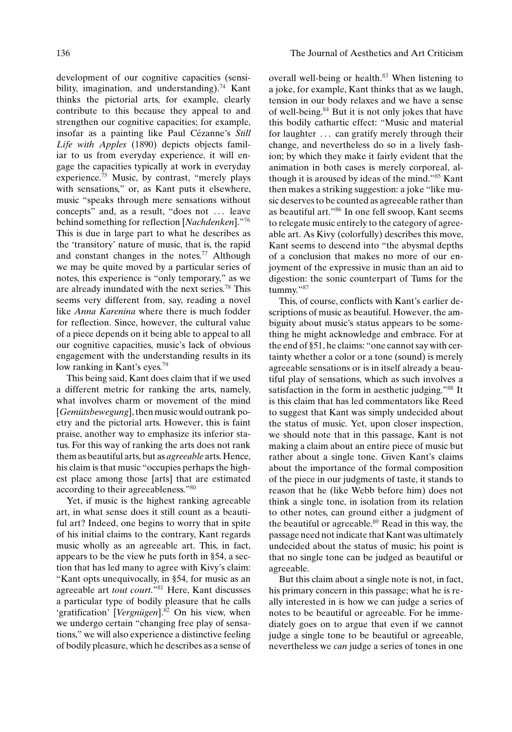development of our cognitive capacities (sensibility, imagination, and understanding).[74] Kant thinks the pictorial arts, for example, clearly contribute to this because they appeal to and strengthen our cognitive capacities; for example, insofar as a painting like Paul Cézanne's *Still Life with Apples* (1890) depicts objects familiar to us from everyday experience, it will engage the capacities typically at work in everyday experience.[75] Music, by contrast, "merely plays with sensations," or, as Kant puts it elsewhere, music "speaks through mere sensations without concepts" and, as a result, "does not … leave behind something for reflection [*Nachdenken*]."[76] This is due in large part to what he describes as the 'transitory' nature of music, that is, the rapid and constant changes in the notes.[77] Although we may be quite moved by a particular series of notes, this experience is "only temporary," as we are already inundated with the next series.[78] This seems very different from, say, reading a novel like *Anna Karenina* where there is much fodder for reflection. Since, however, the cultural value of a piece depends on it being able to appeal to all our cognitive capacities, music's lack of obvious engagement with the understanding results in its low ranking in Kant's eyes.[79]

This being said, Kant does claim that if we used a different metric for ranking the arts, namely, what involves charm or movement of the mind [*Gemütsbewegung*], then music would outrank poetry and the pictorial arts. However, this is faint praise, another way to emphasize its inferior status. For this way of ranking the arts does not rank them as beautiful arts, but as *agreeable* arts. Hence, his claim is that music "occupies perhaps the highest place among those [arts] that are estimated according to their agreeableness."[80]

Yet, if music is the highest ranking agreeable art, in what sense does it still count as a beautiful art? Indeed, one begins to worry that in spite of his initial claims to the contrary, Kant regards music wholly as an agreeable art. This, in fact, appears to be the view he puts forth in §54, a section that has led many to agree with Kivy's claim: "Kant opts unequivocally, in §54, for music as an agreeable art *tout court*."[81] Here, Kant discusses a particular type of bodily pleasure that he calls 'gratification' [*Vergnügen*].[82] On his view, when we undergo certain "changing free play of sensations," we will also experience a distinctive feeling of bodily pleasure, which he describes as a sense of overall well-being or health.[83] When listening to a joke, for example, Kant thinks that as we laugh, tension in our body relaxes and we have a sense of well-being.[84] But it is not only jokes that have this bodily cathartic effect: "Music and material for laughter … can gratify merely through their change, and nevertheless do so in a lively fashion; by which they make it fairly evident that the animation in both cases is merely corporeal, although it is aroused by ideas of the mind."[85] Kant then makes a striking suggestion: a joke "like music deserves to be counted as agreeable rather than as beautiful art."[86] In one fell swoop, Kant seems to relegate music entirely to the category of agreeable art. As Kivy (colorfully) describes this move, Kant seems to descend into "the abysmal depths of a conclusion that makes no more of our enjoyment of the expressive in music than an aid to digestion: the sonic counterpart of Tums for the tummy."[87]

This, of course, conflicts with Kant's earlier descriptions of music as beautiful. However, the ambiguity about music's status appears to be something he might acknowledge and embrace. For at the end of §51, he claims: "one cannot say with certainty whether a color or a tone (sound) is merely agreeable sensations or is in itself already a beautiful play of sensations, which as such involves a satisfaction in the form in aesthetic judging."[88] It is this claim that has led commentators like Reed to suggest that Kant was simply undecided about the status of music. Yet, upon closer inspection, we should note that in this passage, Kant is not making a claim about an entire piece of music but rather about a single tone. Given Kant's claims about the importance of the formal composition of the piece in our judgments of taste, it stands to reason that he (like Webb before him) does not think a single tone, in isolation from its relation to other notes, can ground either a judgment of the beautiful or agreeable.[89] Read in this way, the passage need not indicate that Kant was ultimately undecided about the status of music; his point is that no single tone can be judged as beautiful or agreeable.

But this claim about a single note is not, in fact, his primary concern in this passage; what he is really interested in is how we can judge a series of notes to be beautiful or agreeable. For he immediately goes on to argue that even if we cannot judge a single tone to be beautiful or agreeable, nevertheless we *can* judge a series of tones in one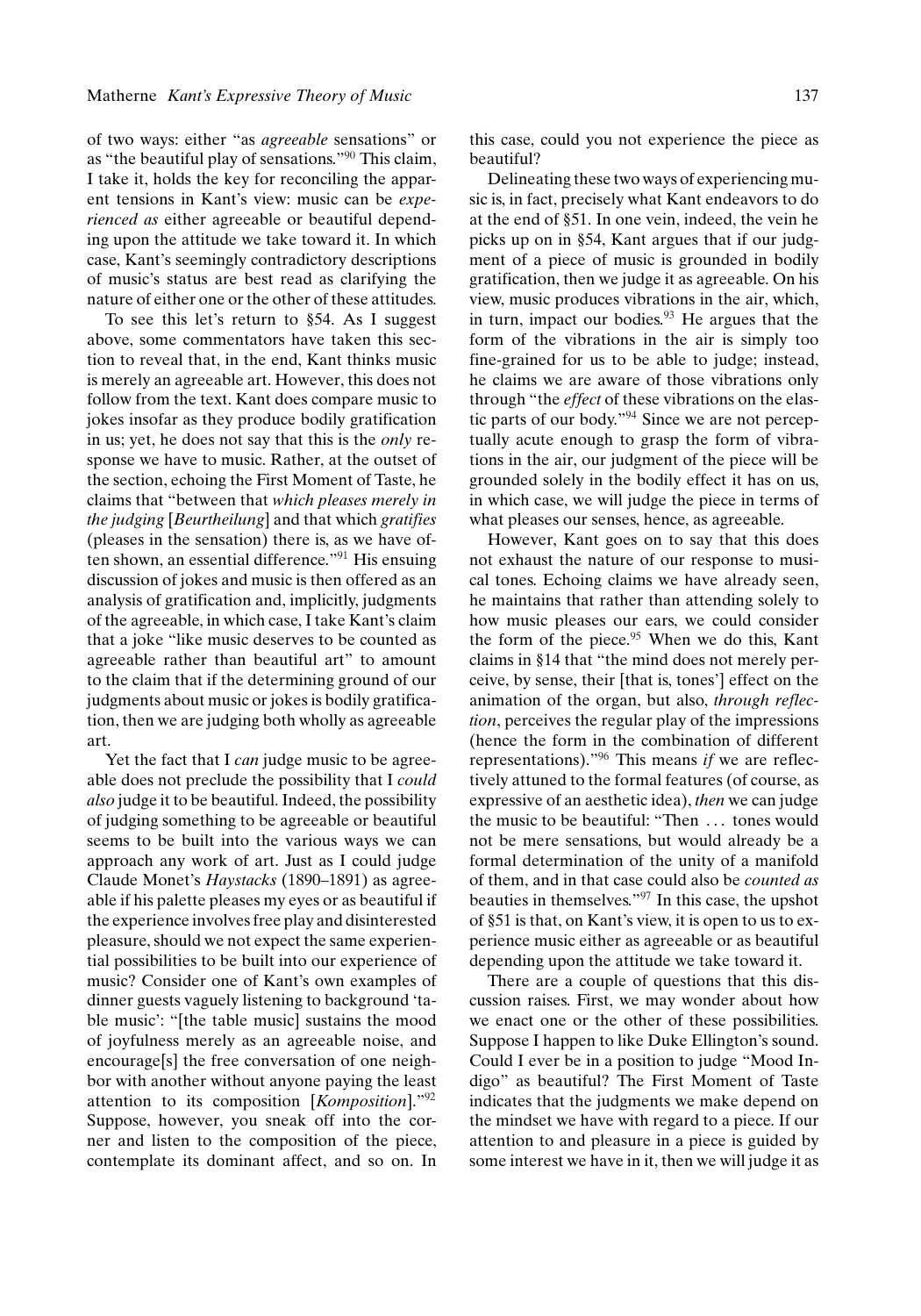of two ways: either "as *agreeable* sensations" or as "the beautiful play of sensations."[90] This claim, I take it, holds the key for reconciling the apparent tensions in Kant's view: music can be *experienced as* either agreeable or beautiful depending upon the attitude we take toward it. In which case, Kant's seemingly contradictory descriptions of music's status are best read as clarifying the nature of either one or the other of these attitudes.

To see this let's return to §54. As I suggest above, some commentators have taken this section to reveal that, in the end, Kant thinks music is merely an agreeable art. However, this does not follow from the text. Kant does compare music to jokes insofar as they produce bodily gratification in us; yet, he does not say that this is the *only* response we have to music. Rather, at the outset of the section, echoing the First Moment of Taste, he claims that "between that *which pleases merely in the judging* [*Beurtheilung*] and that which *gratifies* (pleases in the sensation) there is, as we have often shown, an essential difference."[91] His ensuing discussion of jokes and music is then offered as an analysis of gratification and, implicitly, judgments of the agreeable, in which case, I take Kant's claim that a joke "like music deserves to be counted as agreeable rather than beautiful art" to amount to the claim that if the determining ground of our judgments about music or jokes is bodily gratification, then we are judging both wholly as agreeable art.

Yet the fact that I *can* judge music to be agreeable does not preclude the possibility that I *could also* judge it to be beautiful. Indeed, the possibility of judging something to be agreeable or beautiful seems to be built into the various ways we can approach any work of art. Just as I could judge Claude Monet's *Haystacks* (1890–1891) as agreeable if his palette pleases my eyes or as beautiful if the experience involves free play and disinterested pleasure, should we not expect the same experiential possibilities to be built into our experience of music? Consider one of Kant's own examples of dinner guests vaguely listening to background 'table music': "[the table music] sustains the mood of joyfulness merely as an agreeable noise, and encourage[s] the free conversation of one neighbor with another without anyone paying the least attention to its composition [*Komposition*]."[92] Suppose, however, you sneak off into the corner and listen to the composition of the piece, contemplate its dominant affect, and so on. In this case, could you not experience the piece as beautiful?

Delineating these two ways of experiencing music is, in fact, precisely what Kant endeavors to do at the end of §51. In one vein, indeed, the vein he picks up on in §54, Kant argues that if our judgment of a piece of music is grounded in bodily gratification, then we judge it as agreeable. On his view, music produces vibrations in the air, which, in turn, impact our bodies.[93] He argues that the form of the vibrations in the air is simply too fine-grained for us to be able to judge; instead, he claims we are aware of those vibrations only through "the *effect* of these vibrations on the elastic parts of our body."[94] Since we are not perceptually acute enough to grasp the form of vibrations in the air, our judgment of the piece will be grounded solely in the bodily effect it has on us, in which case, we will judge the piece in terms of what pleases our senses, hence, as agreeable.

However, Kant goes on to say that this does not exhaust the nature of our response to musical tones. Echoing claims we have already seen, he maintains that rather than attending solely to how music pleases our ears, we could consider the form of the piece.[95] When we do this, Kant claims in §14 that "the mind does not merely perceive, by sense, their [that is, tones'] effect on the animation of the organ, but also, *through reflection*, perceives the regular play of the impressions (hence the form in the combination of different representations)."[96] This means *if* we are reflectively attuned to the formal features (of course, as expressive of an aesthetic idea), *then* we can judge the music to be beautiful: "Then ... tones would not be mere sensations, but would already be a formal determination of the unity of a manifold of them, and in that case could also be *counted as* beauties in themselves."[97] In this case, the upshot of §51 is that, on Kant's view, it is open to us to experience music either as agreeable or as beautiful depending upon the attitude we take toward it.

There are a couple of questions that this discussion raises. First, we may wonder about how we enact one or the other of these possibilities. Suppose I happen to like Duke Ellington's sound. Could I ever be in a position to judge "Mood Indigo" as beautiful? The First Moment of Taste indicates that the judgments we make depend on the mindset we have with regard to a piece. If our attention to and pleasure in a piece is guided by some interest we have in it, then we will judge it as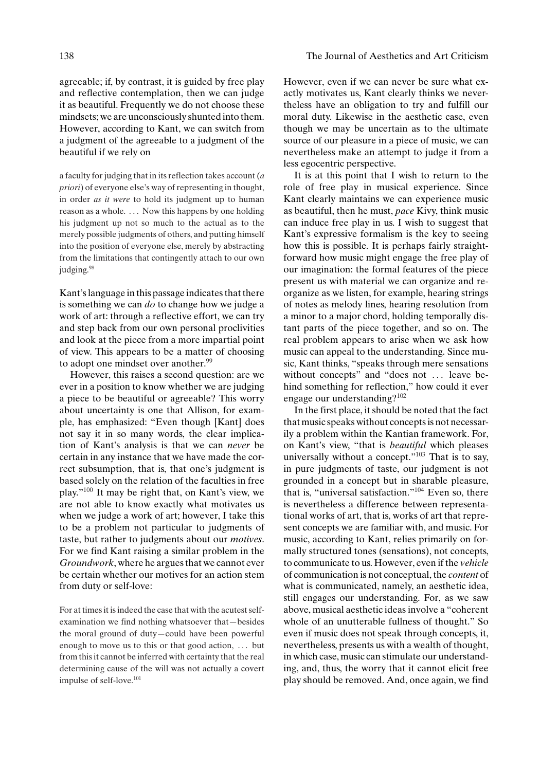agreeable; if, by contrast, it is guided by free play and reflective contemplation, then we can judge it as beautiful. Frequently we do not choose these mindsets; we are unconsciously shunted into them. However, according to Kant, we can switch from a judgment of the agreeable to a judgment of the beautiful if we rely on

> a faculty for judging that in its reflection takes account (*a priori*) of everyone else's way of representing in thought, in order *as it were* to hold its judgment up to human reason as a whole. ... Now this happens by one holding his judgment up not so much to the actual as to the merely possible judgments of others, and putting himself into the position of everyone else, merely by abstracting from the limitations that contingently attach to our own judging.[98]

Kant's language in this passage indicates that there is something we can *do* to change how we judge a work of art: through a reflective effort, we can try and step back from our own personal proclivities and look at the piece from a more impartial point of view. This appears to be a matter of choosing to adopt one mindset over another.[99]

However, this raises a second question: are we ever in a position to know whether we are judging a piece to be beautiful or agreeable? This worry about uncertainty is one that Allison, for example, has emphasized: "Even though [Kant] does not say it in so many words, the clear implication of Kant's analysis is that we can *never* be certain in any instance that we have made the correct subsumption, that is, that one's judgment is based solely on the relation of the faculties in free play."[100] It may be right that, on Kant's view, we are not able to know exactly what motivates us when we judge a work of art; however, I take this to be a problem not particular to judgments of taste, but rather to judgments about our *motives*. For we find Kant raising a similar problem in the *Groundwork*, where he argues that we cannot ever be certain whether our motives for an action stem from duty or self-love:

> For at times it is indeed the case that with the acutest self-examination we find nothing whatsoever that—besides the moral ground of duty—could have been powerful enough to move us to this or that good action, ... but from this it cannot be inferred with certainty that the real determining cause of the will was not actually a covert impulse of self-love.[101]

However, even if we can never be sure what exactly motivates us, Kant clearly thinks we nevertheless have an obligation to try and fulfill our moral duty. Likewise in the aesthetic case, even though we may be uncertain as to the ultimate source of our pleasure in a piece of music, we can nevertheless make an attempt to judge it from a less egocentric perspective.

It is at this point that I wish to return to the role of free play in musical experience. Since Kant clearly maintains we can experience music as beautiful, then he must, *pace* Kivy, think music can induce free play in us. I wish to suggest that Kant's expressive formalism is the key to seeing how this is possible. It is perhaps fairly straightforward how music might engage the free play of our imagination: the formal features of the piece present us with material we can organize and reorganize as we listen, for example, hearing strings of notes as melody lines, hearing resolution from a minor to a major chord, holding temporally distant parts of the piece together, and so on. The real problem appears to arise when we ask how music can appeal to the understanding. Since music, Kant thinks, "speaks through mere sensations without concepts" and "does not ... leave behind something for reflection," how could it ever engage our understanding?[102]

In the first place, it should be noted that the fact that music speaks without concepts is not necessarily a problem within the Kantian framework. For, on Kant's view, "that is *beautiful* which pleases universally without a concept."[103] That is to say, in pure judgments of taste, our judgment is not grounded in a concept but in sharable pleasure, that is, "universal satisfaction."[104] Even so, there is nevertheless a difference between representational works of art, that is, works of art that represent concepts we are familiar with, and music. For music, according to Kant, relies primarily on formally structured tones (sensations), not concepts, to communicate to us. However, even if the *vehicle* of communication is not conceptual, the *content* of what is communicated, namely, an aesthetic idea, still engages our understanding. For, as we saw above, musical aesthetic ideas involve a "coherent whole of an unutterable fullness of thought." So even if music does not speak through concepts, it, nevertheless, presents us with a wealth of thought, in which case, music can stimulate our understanding, and, thus, the worry that it cannot elicit free play should be removed. And, once again, we find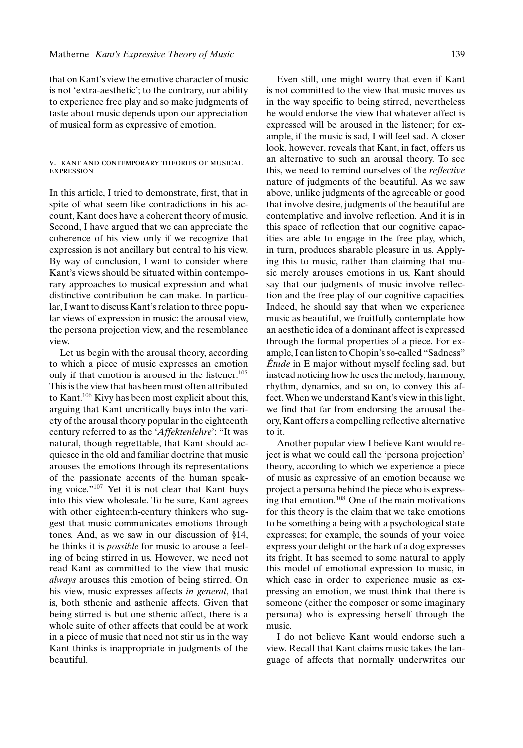that on Kant's view the emotive character of music is not 'extra-aesthetic'; to the contrary, our ability to experience free play and so make judgments of taste about music depends upon our appreciation of musical form as expressive of emotion.

## V. KANT AND CONTEMPORARY THEORIES OF MUSICAL EXPRESSION

In this article, I tried to demonstrate, first, that in spite of what seem like contradictions in his account, Kant does have a coherent theory of music. Second, I have argued that we can appreciate the coherence of his view only if we recognize that expression is not ancillary but central to his view. By way of conclusion, I want to consider where Kant's views should be situated within contemporary approaches to musical expression and what distinctive contribution he can make. In particular, I want to discuss Kant's relation to three popular views of expression in music: the arousal view, the persona projection view, and the resemblance view.

Let us begin with the arousal theory, according to which a piece of music expresses an emotion only if that emotion is aroused in the listener.[105] This is the view that has been most often attributed to Kant.[106] Kivy has been most explicit about this, arguing that Kant uncritically buys into the variety of the arousal theory popular in the eighteenth century referred to as the '*Affektenlehre*': "It was natural, though regrettable, that Kant should acquiesce in the old and familiar doctrine that music arouses the emotions through its representations of the passionate accents of the human speaking voice."[107] Yet it is not clear that Kant buys into this view wholesale. To be sure, Kant agrees with other eighteenth-century thinkers who suggest that music communicates emotions through tones. And, as we saw in our discussion of §14, he thinks it is *possible* for music to arouse a feeling of being stirred in us. However, we need not read Kant as committed to the view that music *always* arouses this emotion of being stirred. On his view, music expresses affects *in general*, that is, both sthenic and asthenic affects. Given that being stirred is but one sthenic affect, there is a whole suite of other affects that could be at work in a piece of music that need not stir us in the way Kant thinks is inappropriate in judgments of the beautiful.

Even still, one might worry that even if Kant is not committed to the view that music moves us in the way specific to being stirred, nevertheless he would endorse the view that whatever affect is expressed will be aroused in the listener; for example, if the music is sad, I will feel sad. A closer look, however, reveals that Kant, in fact, offers us an alternative to such an arousal theory. To see this, we need to remind ourselves of the *reflective* nature of judgments of the beautiful. As we saw above, unlike judgments of the agreeable or good that involve desire, judgments of the beautiful are contemplative and involve reflection. And it is in this space of reflection that our cognitive capacities are able to engage in the free play, which, in turn, produces sharable pleasure in us. Applying this to music, rather than claiming that music merely arouses emotions in us, Kant should say that our judgments of music involve reflection and the free play of our cognitive capacities. Indeed, he should say that when we experience music as beautiful, we fruitfully contemplate how an aesthetic idea of a dominant affect is expressed through the formal properties of a piece. For example, I can listen to Chopin's so-called "Sadness" *Étude* in E major without myself feeling sad, but instead noticing how he uses the melody, harmony, rhythm, dynamics, and so on, to convey this affect. When we understand Kant's view in this light, we find that far from endorsing the arousal theory, Kant offers a compelling reflective alternative to it.

Another popular view I believe Kant would reject is what we could call the 'persona projection' theory, according to which we experience a piece of music as expressive of an emotion because we project a persona behind the piece who is expressing that emotion.[108] One of the main motivations for this theory is the claim that we take emotions to be something a being with a psychological state expresses; for example, the sounds of your voice express your delight or the bark of a dog expresses its fright. It has seemed to some natural to apply this model of emotional expression to music, in which case in order to experience music as expressing an emotion, we must think that there is someone (either the composer or some imaginary persona) who is expressing herself through the music.

I do not believe Kant would endorse such a view. Recall that Kant claims music takes the language of affects that normally underwrites our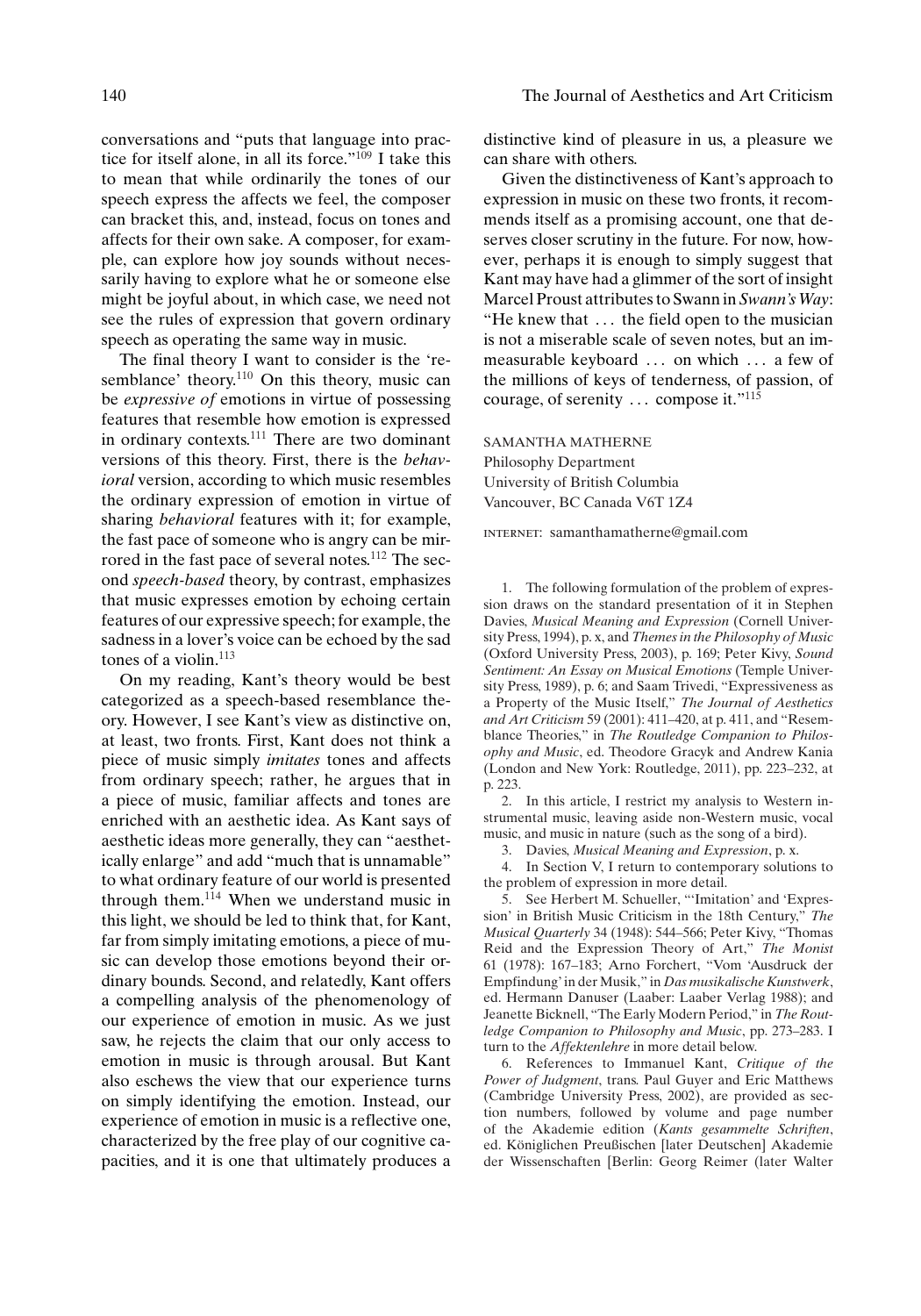conversations and "puts that language into practice for itself alone, in all its force."[109] I take this to mean that while ordinarily the tones of our speech express the affects we feel, the composer can bracket this, and, instead, focus on tones and affects for their own sake. A composer, for example, can explore how joy sounds without necessarily having to explore what he or someone else might be joyful about, in which case, we need not see the rules of expression that govern ordinary speech as operating the same way in music.

The final theory I want to consider is the 'resemblance' theory.[110] On this theory, music can be *expressive of* emotions in virtue of possessing features that resemble how emotion is expressed in ordinary contexts.[111] There are two dominant versions of this theory. First, there is the *behavioral* version, according to which music resembles the ordinary expression of emotion in virtue of sharing *behavioral* features with it; for example, the fast pace of someone who is angry can be mirrored in the fast pace of several notes.[112] The second *speech-based* theory, by contrast, emphasizes that music expresses emotion by echoing certain features of our expressive speech; for example, the sadness in a lover's voice can be echoed by the sad tones of a violin.[113]

On my reading, Kant's theory would be best categorized as a speech-based resemblance theory. However, I see Kant's view as distinctive on, at least, two fronts. First, Kant does not think a piece of music simply *imitates* tones and affects from ordinary speech; rather, he argues that in a piece of music, familiar affects and tones are enriched with an aesthetic idea. As Kant says of aesthetic ideas more generally, they can "aesthetically enlarge" and add "much that is unnamable" to what ordinary feature of our world is presented through them.[114] When we understand music in this light, we should be led to think that, for Kant, far from simply imitating emotions, a piece of music can develop those emotions beyond their ordinary bounds. Second, and relatedly, Kant offers a compelling analysis of the phenomenology of our experience of emotion in music. As we just saw, he rejects the claim that our only access to emotion in music is through arousal. But Kant also eschews the view that our experience turns on simply identifying the emotion. Instead, our experience of emotion in music is a reflective one, characterized by the free play of our cognitive capacities, and it is one that ultimately produces a distinctive kind of pleasure in us, a pleasure we can share with others.

Given the distinctiveness of Kant's approach to expression in music on these two fronts, it recommends itself as a promising account, one that deserves closer scrutiny in the future. For now, however, perhaps it is enough to simply suggest that Kant may have had a glimmer of the sort of insight Marcel Proust attributes to Swann in *Swann's Way*: "He knew that ... the field open to the musician is not a miserable scale of seven notes, but an immeasurable keyboard ... on which ... a few of the millions of keys of tenderness, of passion, of courage, of serenity ... compose it."[115]

SAMANTHA MATHERNE
Philosophy Department
University of British Columbia
Vancouver, BC Canada V6T 1Z4

INTERNET: samanthamatherne@gmail.com

1. The following formulation of the problem of expression draws on the standard presentation of it in Stephen Davies, *Musical Meaning and Expression* (Cornell University Press, 1994), p. x, and *Themes in the Philosophy of Music* (Oxford University Press, 2003), p. 169; Peter Kivy, *Sound Sentiment: An Essay on Musical Emotions* (Temple University Press, 1989), p. 6; and Saam Trivedi, "Expressiveness as a Property of the Music Itself," *The Journal of Aesthetics and Art Criticism* 59 (2001): 411–420, at p. 411, and "Resemblance Theories," in *The Routledge Companion to Philosophy and Music*, ed. Theodore Gracyk and Andrew Kania (London and New York: Routledge, 2011), pp. 223–232, at p. 223.

2. In this article, I restrict my analysis to Western instrumental music, leaving aside non-Western music, vocal music, and music in nature (such as the song of a bird).

3. Davies, *Musical Meaning and Expression*, p. x.

4. In Section V, I return to contemporary solutions to the problem of expression in more detail.

5. See Herbert M. Schueller, "'Imitation' and 'Expression' in British Music Criticism in the 18th Century," *The Musical Quarterly* 34 (1948): 544–566; Peter Kivy, "Thomas Reid and the Expression Theory of Art," *The Monist* 61 (1978): 167–183; Arno Forchert, "Vom 'Ausdruck der Empfindung' in der Musik," in *Das musikalische Kunstwerk*, ed. Hermann Danuser (Laaber: Laaber Verlag 1988); and Jeanette Bicknell, "The Early Modern Period," in *The Routledge Companion to Philosophy and Music*, pp. 273–283. I turn to the *Affektenlehre* in more detail below.

6. References to Immanuel Kant, *Critique of the Power of Judgment*, trans. Paul Guyer and Eric Matthews (Cambridge University Press, 2002), are provided as section numbers, followed by volume and page number of the Akademie edition (*Kants gesammelte Schriften*, ed. Königlichen Preußischen [later Deutschen] Akademie der Wissenschaften [Berlin: Georg Reimer (later Walter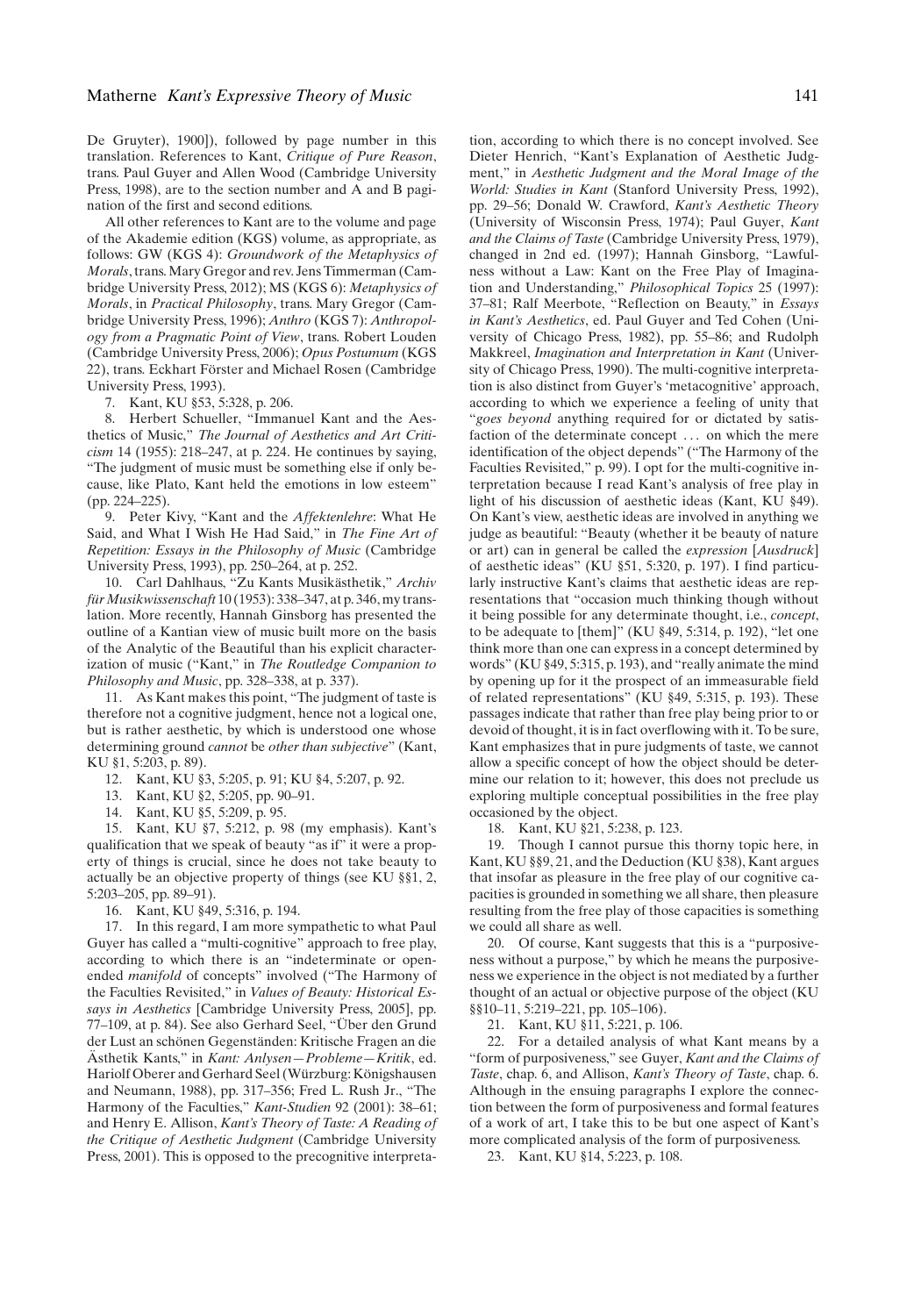De Gruyter), 1900]), followed by page number in this translation. References to Kant, *Critique of Pure Reason*, trans. Paul Guyer and Allen Wood (Cambridge University Press, 1998), are to the section number and A and B pagination of the first and second editions.

All other references to Kant are to the volume and page of the Akademie edition (KGS) volume, as appropriate, as follows: GW (KGS 4): *Groundwork of the Metaphysics of Morals*, trans. Mary Gregor and rev. Jens Timmerman (Cambridge University Press, 2012); MS (KGS 6): *Metaphysics of Morals*, in *Practical Philosophy*, trans. Mary Gregor (Cambridge University Press, 1996); *Anthro* (KGS 7): *Anthropology from a Pragmatic Point of View*, trans. Robert Louden (Cambridge University Press, 2006); *Opus Postumum* (KGS 22), trans. Eckhart Förster and Michael Rosen (Cambridge University Press, 1993).

7. Kant, KU §53, 5:328, p. 206.

8. Herbert Schueller, "Immanuel Kant and the Aesthetics of Music," *The Journal of Aesthetics and Art Criticism* 14 (1955): 218–247, at p. 224. He continues by saying, "The judgment of music must be something else if only because, like Plato, Kant held the emotions in low esteem" (pp. 224–225).

9. Peter Kivy, "Kant and the *Affektenlehre*: What He Said, and What I Wish He Had Said," in *The Fine Art of Repetition: Essays in the Philosophy of Music* (Cambridge University Press, 1993), pp. 250–264, at p. 252.

10. Carl Dahlhaus, "Zu Kants Musikästhetik," *Archiv für Musikwissenschaft* 10 (1953): 338–347, at p. 346, my translation. More recently, Hannah Ginsborg has presented the outline of a Kantian view of music built more on the basis of the Analytic of the Beautiful than his explicit characterization of music ("Kant," in *The Routledge Companion to Philosophy and Music*, pp. 328–338, at p. 337).

11. As Kant makes this point, "The judgment of taste is therefore not a cognitive judgment, hence not a logical one, but is rather aesthetic, by which is understood one whose determining ground *cannot* be *other than subjective*" (Kant, KU §1, 5:203, p. 89).

12. Kant, KU §3, 5:205, p. 91; KU §4, 5:207, p. 92.

13. Kant, KU §2, 5:205, pp. 90–91.

14. Kant, KU §5, 5:209, p. 95.

15. Kant, KU §7, 5:212, p. 98 (my emphasis). Kant's qualification that we speak of beauty "as if" it were a property of things is crucial, since he does not take beauty to actually be an objective property of things (see KU §§1, 2, 5:203–205, pp. 89–91).

16. Kant, KU §49, 5:316, p. 194.

17. In this regard, I am more sympathetic to what Paul Guyer has called a "multi-cognitive" approach to free play, according to which there is an "indeterminate or open-ended *manifold* of concepts" involved ("The Harmony of the Faculties Revisited," in *Values of Beauty: Historical Essays in Aesthetics* [Cambridge University Press, 2005], pp. 77–109, at p. 84). See also Gerhard Seel, "Über den Grund der Lust an schönen Gegenständen: Kritische Fragen an die Ästhetik Kants," in *Kant: Anlysen—Probleme—Kritik*, ed. Hariolf Oberer and Gerhard Seel (Würzburg: Königshausen and Neumann, 1988), pp. 317–356; Fred L. Rush Jr., "The Harmony of the Faculties," *Kant-Studien* 92 (2001): 38–61; and Henry E. Allison, *Kant's Theory of Taste: A Reading of the Critique of Aesthetic Judgment* (Cambridge University Press, 2001). This is opposed to the precognitive interpretation, according to which there is no concept involved. See Dieter Henrich, "Kant's Explanation of Aesthetic Judgment," in *Aesthetic Judgment and the Moral Image of the World: Studies in Kant* (Stanford University Press, 1992), pp. 29–56; Donald W. Crawford, *Kant's Aesthetic Theory* (University of Wisconsin Press, 1974); Paul Guyer, *Kant and the Claims of Taste* (Cambridge University Press, 1979), changed in 2nd ed. (1997); Hannah Ginsborg, "Lawfulness without a Law: Kant on the Free Play of Imagination and Understanding," *Philosophical Topics* 25 (1997): 37–81; Ralf Meerbote, "Reflection on Beauty," in *Essays in Kant's Aesthetics*, ed. Paul Guyer and Ted Cohen (University of Chicago Press, 1982), pp. 55–86; and Rudolph Makkreel, *Imagination and Interpretation in Kant* (University of Chicago Press, 1990). The multi-cognitive interpretation is also distinct from Guyer's 'metacognitive' approach, according to which we experience a feeling of unity that "*goes beyond* anything required for or dictated by satisfaction of the determinate concept ... on which the mere identification of the object depends" ("The Harmony of the Faculties Revisited," p. 99). I opt for the multi-cognitive interpretation because I read Kant's analysis of free play in light of his discussion of aesthetic ideas (Kant, KU §49). On Kant's view, aesthetic ideas are involved in anything we judge as beautiful: "Beauty (whether it be beauty of nature or art) can in general be called the *expression* [*Ausdruck*] of aesthetic ideas" (KU §51, 5:320, p. 197). I find particularly instructive Kant's claims that aesthetic ideas are representations that "occasion much thinking though without it being possible for any determinate thought, i.e., *concept*, to be adequate to [them]" (KU §49, 5:314, p. 192), "let one think more than one can express in a concept determined by words" (KU §49, 5:315, p. 193), and "really animate the mind by opening up for it the prospect of an immeasurable field of related representations" (KU §49, 5:315, p. 193). These passages indicate that rather than free play being prior to or devoid of thought, it is in fact overflowing with it. To be sure, Kant emphasizes that in pure judgments of taste, we cannot allow a specific concept of how the object should be determine our relation to it; however, this does not preclude us exploring multiple conceptual possibilities in the free play occasioned by the object.

18. Kant, KU §21, 5:238, p. 123.

19. Though I cannot pursue this thorny topic here, in Kant, KU §§9, 21, and the Deduction (KU §38), Kant argues that insofar as pleasure in the free play of our cognitive capacities is grounded in something we all share, then pleasure resulting from the free play of those capacities is something we could all share as well.

20. Of course, Kant suggests that this is a "purposiveness without a purpose," by which he means the purposiveness we experience in the object is not mediated by a further thought of an actual or objective purpose of the object (KU §§10–11, 5:219–221, pp. 105–106).

21. Kant, KU §11, 5:221, p. 106.

22. For a detailed analysis of what Kant means by a "form of purposiveness," see Guyer, *Kant and the Claims of Taste*, chap. 6, and Allison, *Kant's Theory of Taste*, chap. 6. Although in the ensuing paragraphs I explore the connection between the form of purposiveness and formal features of a work of art, I take this to be but one aspect of Kant's more complicated analysis of the form of purposiveness.

23. Kant, KU §14, 5:223, p. 108.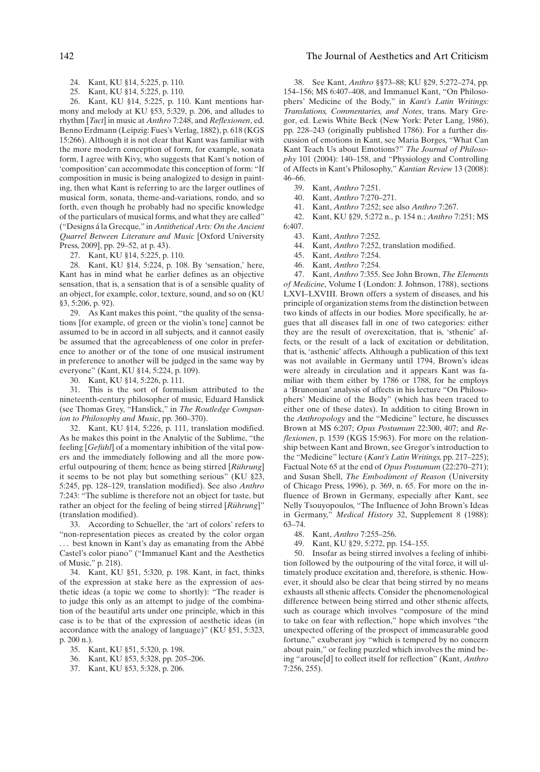24. Kant, KU §14, 5:225, p. 110.

25. Kant, KU §14, 5:225, p. 110.

26. Kant, KU §14, 5:225, p. 110. Kant mentions harmony and melody at KU §53, 5:329, p. 206, and alludes to rhythm [*Tact*] in music at *Anthro* 7:248, and *Reflexionen*, ed. Benno Erdmann (Leipzig: Fues's Verlag, 1882), p. 618 (KGS 15:266). Although it is not clear that Kant was familiar with the more modern conception of form, for example, sonata form, I agree with Kivy, who suggests that Kant's notion of 'composition' can accommodate this conception of form: "If composition in music is being analogized to design in painting, then what Kant is referring to are the larger outlines of musical form, sonata, theme-and-variations, rondo, and so forth, even though he probably had no specific knowledge of the particulars of musical forms, and what they are called" ("Designs á la Grecque," in *Antithetical Arts: On the Ancient Quarrel Between Literature and Music* [Oxford University Press, 2009], pp. 29–52, at p. 43).

27. Kant, KU §14, 5:225, p. 110.

28. Kant, KU §14, 5:224, p. 108. By 'sensation,' here, Kant has in mind what he earlier defines as an objective sensation, that is, a sensation that is of a sensible quality of an object, for example, color, texture, sound, and so on (KU §3, 5:206, p. 92).

29. As Kant makes this point, "the quality of the sensations [for example, of green or the violin's tone] cannot be assumed to be in accord in all subjects, and it cannot easily be assumed that the agreeableness of one color in preference to another or of the tone of one musical instrument in preference to another will be judged in the same way by everyone" (Kant, KU §14, 5:224, p. 109).

30. Kant, KU §14, 5:226, p. 111.

31. This is the sort of formalism attributed to the nineteenth-century philosopher of music, Eduard Hanslick (see Thomas Grey, "Hanslick," in *The Routledge Companion to Philosophy and Music*, pp. 360–370).

32. Kant, KU §14, 5:226, p. 111, translation modified. As he makes this point in the Analytic of the Sublime, "the feeling [*Gefühl*] of a momentary inhibition of the vital powers and the immediately following and all the more powerful outpouring of them; hence as being stirred [*Rührung*] it seems to be not play but something serious" (KU §23, 5:245, pp. 128–129, translation modified). See also *Anthro* 7:243: "The sublime is therefore not an object for taste, but rather an object for the feeling of being stirred [*Rührung*]" (translation modified).

33. According to Schueller, the 'art of colors' refers to "non-representation pieces as created by the color organ . . . best known in Kant's day as emanating from the Abbé Castel's color piano" ("Immanuel Kant and the Aesthetics of Music," p. 218).

34. Kant, KU §51, 5:320, p. 198. Kant, in fact, thinks of the expression at stake here as the expression of aesthetic ideas (a topic we come to shortly): "The reader is to judge this only as an attempt to judge of the combination of the beautiful arts under one principle, which in this case is to be that of the expression of aesthetic ideas (in accordance with the analogy of language)" (KU §51, 5:323, p. 200 n.).

35. Kant, KU §51, 5:320, p. 198.

36. Kant, KU §53, 5:328, pp. 205–206.

37. Kant, KU §53, 5:328, p. 206.

38. See Kant, *Anthro* §§73–88; KU §29, 5:272–274, pp. 154–156; MS 6:407–408, and Immanuel Kant, "On Philosophers' Medicine of the Body," in *Kant's Latin Writings: Translations, Commentaries, and Notes*, trans. Mary Gregor, ed. Lewis White Beck (New York: Peter Lang, 1986), pp. 228–243 (originally published 1786). For a further discussion of emotions in Kant, see Maria Borges, "What Can Kant Teach Us about Emotions?" *The Journal of Philosophy* 101 (2004): 140–158, and "Physiology and Controlling of Affects in Kant's Philosophy," *Kantian Review* 13 (2008): 46–66.

39. Kant, *Anthro* 7:251.

40. Kant, *Anthro* 7:270–271.

41. Kant, *Anthro* 7:252; see also *Anthro* 7:267.

42. Kant, KU §29, 5:272 n., p. 154 n.; *Anthro* 7:251; MS 6:407.

43. Kant, *Anthro* 7:252.

44. Kant, *Anthro* 7:252, translation modified.

45. Kant, *Anthro* 7:254.

46. Kant, *Anthro* 7:254.

47. Kant, *Anthro* 7:355. See John Brown, *The Elements of Medicine*, Volume I (London: J. Johnson, 1788), sections LXVI–LXVIII. Brown offers a system of diseases, and his principle of organization stems from the distinction between two kinds of affects in our bodies. More specifically, he argues that all diseases fall in one of two categories: either they are the result of overexcitation, that is, 'sthenic' affects, or the result of a lack of excitation or debilitation, that is, 'asthenic' affects. Although a publication of this text was not available in Germany until 1794, Brown's ideas were already in circulation and it appears Kant was familiar with them either by 1786 or 1788, for he employs a 'Brunonian' analysis of affects in his lecture "On Philosophers' Medicine of the Body" (which has been traced to either one of these dates). In addition to citing Brown in the *Anthropology* and the "Medicine" lecture, he discusses Brown at MS 6:207; *Opus Postumum* 22:300, 407; and *Reflexionen*, p. 1539 (KGS 15:963). For more on the relationship between Kant and Brown, see Gregor's introduction to the "Medicine" lecture (*Kant's Latin Writings,* pp. 217–225); Factual Note 65 at the end of *Opus Postumum* (22:270–271); and Susan Shell, *The Embodiment of Reason* (University of Chicago Press, 1996), p. 369, n. 65. For more on the influence of Brown in Germany, especially after Kant, see Nelly Tsouyopoulos, "The Influence of John Brown's Ideas in Germany," *Medical History* 32, Supplement 8 (1988): 63–74.

48. Kant, *Anthro* 7:255–256.

49. Kant, KU §29, 5:272, pp. 154–155.

50. Insofar as being stirred involves a feeling of inhibition followed by the outpouring of the vital force, it will ultimately produce excitation and, therefore, is sthenic. However, it should also be clear that being stirred by no means exhausts all sthenic affects. Consider the phenomenological difference between being stirred and other sthenic affects, such as courage which involves "composure of the mind to take on fear with reflection," hope which involves "the unexpected offering of the prospect of immeasurable good fortune," exuberant joy "which is tempered by no concern about pain," or feeling puzzled which involves the mind being "arouse[d] to collect itself for reflection" (Kant, *Anthro* 7:256, 255).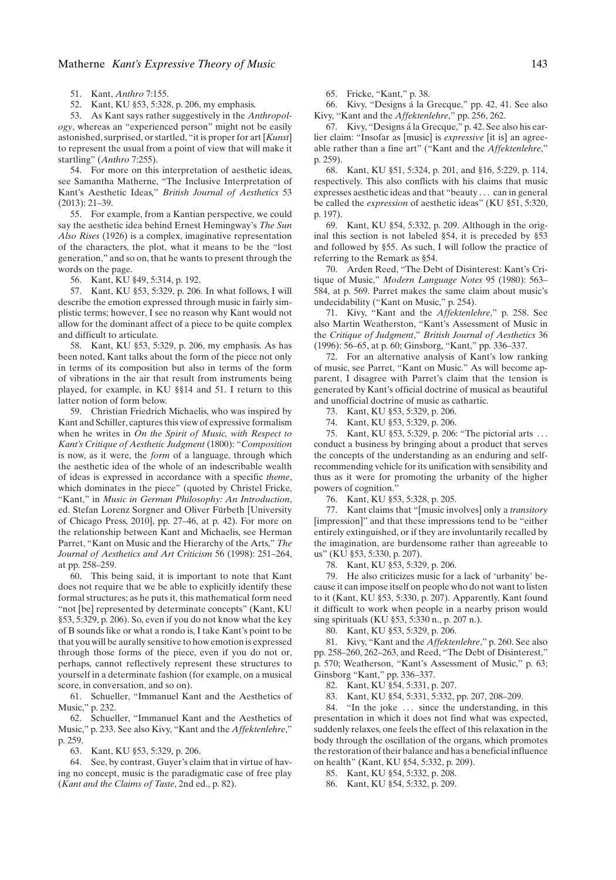51. Kant, *Anthro* 7:155.

52. Kant, KU §53, 5:328, p. 206, my emphasis.

53. As Kant says rather suggestively in the *Anthropology*, whereas an "experienced person" might not be easily astonished, surprised, or startled, "it is proper for art [*Kunst*] to represent the usual from a point of view that will make it startling" (*Anthro* 7:255).

54. For more on this interpretation of aesthetic ideas, see Samantha Matherne, "The Inclusive Interpretation of Kant's Aesthetic Ideas," *British Journal of Aesthetics* 53 (2013): 21–39.

55. For example, from a Kantian perspective, we could say the aesthetic idea behind Ernest Hemingway's *The Sun Also Rises* (1926) is a complex, imaginative representation of the characters, the plot, what it means to be the "lost generation," and so on, that he wants to present through the words on the page.

56. Kant, KU §49, 5:314, p. 192.

57. Kant, KU §53, 5:329, p. 206. In what follows, I will describe the emotion expressed through music in fairly simplistic terms; however, I see no reason why Kant would not allow for the dominant affect of a piece to be quite complex and difficult to articulate.

58. Kant, KU §53, 5:329, p. 206, my emphasis. As has been noted, Kant talks about the form of the piece not only in terms of its composition but also in terms of the form of vibrations in the air that result from instruments being played, for example, in KU §§14 and 51. I return to this latter notion of form below.

59. Christian Friedrich Michaelis, who was inspired by Kant and Schiller, captures this view of expressive formalism when he writes in *On the Spirit of Music, with Respect to Kant's Critique of Aesthetic Judgment* (1800): "*Composition* is now, as it were, the *form* of a language, through which the aesthetic idea of the whole of an indescribable wealth of ideas is expressed in accordance with a specific *theme*, which dominates in the piece" (quoted by Christel Fricke, "Kant," in *Music in German Philosophy: An Introduction*, ed. Stefan Lorenz Sorgner and Oliver Fürbeth [University of Chicago Press, 2010], pp. 27–46, at p. 42). For more on the relationship between Kant and Michaelis, see Herman Parret, "Kant on Music and the Hierarchy of the Arts," *The Journal of Aesthetics and Art Criticism* 56 (1998): 251–264, at pp. 258–259.

60. This being said, it is important to note that Kant does not require that we be able to explicitly identify these formal structures; as he puts it, this mathematical form need "not [be] represented by determinate concepts" (Kant, KU §53, 5:329, p. 206). So, even if you do not know what the key of B sounds like or what a rondo is, I take Kant's point to be that you will be aurally sensitive to how emotion is expressed through those forms of the piece, even if you do not or, perhaps, cannot reflectively represent these structures to yourself in a determinate fashion (for example, on a musical score, in conversation, and so on).

61. Schueller, "Immanuel Kant and the Aesthetics of Music," p. 232.

62. Schueller, "Immanuel Kant and the Aesthetics of Music," p. 233. See also Kivy, "Kant and the *Affektenlehre*," p. 259.

63. Kant, KU §53, 5:329, p. 206.

64. See, by contrast, Guyer's claim that in virtue of having no concept, music is the paradigmatic case of free play (*Kant and the Claims of Taste*, 2nd ed., p. 82).

65. Fricke, "Kant," p. 38.

66. Kivy, "Designs á la Grecque," pp. 42, 41. See also Kivy, "Kant and the *Affektenlehre*," pp. 256, 262.

67. Kivy, "Designs á la Grecque," p. 42. See also his earlier claim: "Insofar as [music] is *expressive* [it is] an agreeable rather than a fine art" ("Kant and the *Affektenlehre*," p. 259).

68. Kant, KU §51, 5:324, p. 201, and §16, 5:229, p. 114, respectively. This also conflicts with his claims that music expresses aesthetic ideas and that "beauty . . . can in general be called the *expression* of aesthetic ideas" (KU §51, 5:320, p. 197).

69. Kant, KU §54, 5:332, p. 209. Although in the original this section is not labeled §54, it is preceded by §53 and followed by §55. As such, I will follow the practice of referring to the Remark as §54.

70. Arden Reed, "The Debt of Disinterest: Kant's Critique of Music," *Modern Language Notes* 95 (1980): 563–584, at p. 569. Parret makes the same claim about music's undecidability ("Kant on Music," p. 254).

71. Kivy, "Kant and the *Affektenlehre*," p. 258. See also Martin Weatherston, "Kant's Assessment of Music in the *Critique of Judgment*," *British Journal of Aesthetics* 36 (1996): 56–65, at p. 60; Ginsborg, "Kant," pp. 336–337.

72. For an alternative analysis of Kant's low ranking of music, see Parret, "Kant on Music." As will become apparent, I disagree with Parret's claim that the tension is generated by Kant's official doctrine of musical as beautiful and unofficial doctrine of music as cathartic.

73. Kant, KU §53, 5:329, p. 206.

74. Kant, KU §53, 5:329, p. 206.

75. Kant, KU §53, 5:329, p. 206: "The pictorial arts . . . conduct a business by bringing about a product that serves the concepts of the understanding as an enduring and self-recommending vehicle for its unification with sensibility and thus as it were for promoting the urbanity of the higher powers of cognition."

76. Kant, KU §53, 5:328, p. 205.

77. Kant claims that "[music involves] only a *transitory* [impression]" and that these impressions tend to be "either entirely extinguished, or if they are involuntarily recalled by the imagination, are burdensome rather than agreeable to us" (KU §53, 5:330, p. 207).

78. Kant, KU §53, 5:329, p. 206.

79. He also criticizes music for a lack of 'urbanity' because it can impose itself on people who do not want to listen to it (Kant, KU §53, 5:330, p. 207). Apparently, Kant found it difficult to work when people in a nearby prison would sing spirituals (KU §53, 5:330 n., p. 207 n.).

80. Kant, KU §53, 5:329, p. 206.

81. Kivy, "Kant and the *Affektenlehre*," p. 260. See also pp. 258–260, 262–263, and Reed, "The Debt of Disinterest," p. 570; Weatherson, "Kant's Assessment of Music," p. 63; Ginsborg "Kant," pp. 336–337.

82. Kant, KU §54, 5:331, p. 207.

83. Kant, KU §54, 5:331, 5:332, pp. 207, 208–209.

84. "In the joke . . . since the understanding, in this presentation in which it does not find what was expected, suddenly relaxes, one feels the effect of this relaxation in the body through the oscillation of the organs, which promotes the restoration of their balance and has a beneficial influence on health" (Kant, KU §54, 5:332, p. 209).

85. Kant, KU §54, 5:332, p. 208.

86. Kant, KU §54, 5:332, p. 209.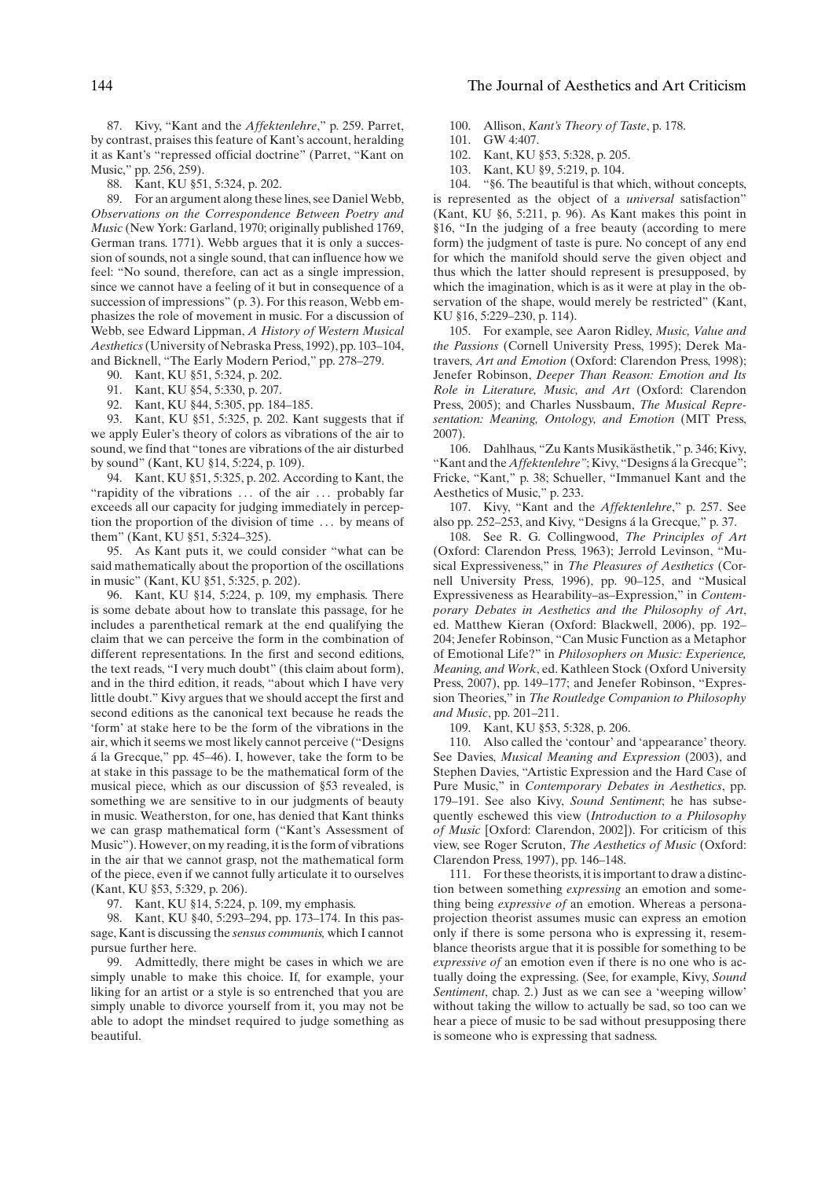87. Kivy, "Kant and the *Affektenlehre*," p. 259. Parret, by contrast, praises this feature of Kant's account, heralding it as Kant's "repressed official doctrine" (Parret, "Kant on Music," pp. 256, 259).

88. Kant, KU §51, 5:324, p. 202.

89. For an argument along these lines, see Daniel Webb, *Observations on the Correspondence Between Poetry and Music* (New York: Garland, 1970; originally published 1769, German trans. 1771). Webb argues that it is only a succession of sounds, not a single sound, that can influence how we feel: "No sound, therefore, can act as a single impression, since we cannot have a feeling of it but in consequence of a succession of impressions" (p. 3). For this reason, Webb emphasizes the role of movement in music. For a discussion of Webb, see Edward Lippman, *A History of Western Musical Aesthetics* (University of Nebraska Press, 1992), pp. 103–104, and Bicknell, "The Early Modern Period," pp. 278–279.

90. Kant, KU §51, 5:324, p. 202.

91. Kant, KU §54, 5:330, p. 207.

92. Kant, KU §44, 5:305, pp. 184–185.

93. Kant, KU §51, 5:325, p. 202. Kant suggests that if we apply Euler's theory of colors as vibrations of the air to sound, we find that "tones are vibrations of the air disturbed by sound" (Kant, KU §14, 5:224, p. 109).

94. Kant, KU §51, 5:325, p. 202. According to Kant, the "rapidity of the vibrations ... of the air ... probably far exceeds all our capacity for judging immediately in perception the proportion of the division of time ... by means of them" (Kant, KU §51, 5:324–325).

95. As Kant puts it, we could consider "what can be said mathematically about the proportion of the oscillations in music" (Kant, KU §51, 5:325, p. 202).

96. Kant, KU §14, 5:224, p. 109, my emphasis. There is some debate about how to translate this passage, for he includes a parenthetical remark at the end qualifying the claim that we can perceive the form in the combination of different representations. In the first and second editions, the text reads, "I very much doubt" (this claim about form), and in the third edition, it reads, "about which I have very little doubt." Kivy argues that we should accept the first and second editions as the canonical text because he reads the 'form' at stake here to be the form of the vibrations in the air, which it seems we most likely cannot perceive ("Designs á la Grecque," pp. 45–46). I, however, take the form to be at stake in this passage to be the mathematical form of the musical piece, which as our discussion of §53 revealed, is something we are sensitive to in our judgments of beauty in music. Weatherston, for one, has denied that Kant thinks we can grasp mathematical form ("Kant's Assessment of Music"). However, on my reading, it is the form of vibrations in the air that we cannot grasp, not the mathematical form of the piece, even if we cannot fully articulate it to ourselves (Kant, KU §53, 5:329, p. 206).

97. Kant, KU §14, 5:224, p. 109, my emphasis.

98. Kant, KU §40, 5:293–294, pp. 173–174. In this passage, Kant is discussing the *sensus communis,* which I cannot pursue further here.

99. Admittedly, there might be cases in which we are simply unable to make this choice. If, for example, your liking for an artist or a style is so entrenched that you are simply unable to divorce yourself from it, you may not be able to adopt the mindset required to judge something as beautiful.

100. Allison, *Kant's Theory of Taste*, p. 178.

101. GW 4:407.

102. Kant, KU §53, 5:328, p. 205.

103. Kant, KU §9, 5:219, p. 104.

104. "§6. The beautiful is that which, without concepts, is represented as the object of a *universal* satisfaction" (Kant, KU §6, 5:211, p. 96). As Kant makes this point in §16, "In the judging of a free beauty (according to mere form) the judgment of taste is pure. No concept of any end for which the manifold should serve the given object and thus which the latter should represent is presupposed, by which the imagination, which is as it were at play in the observation of the shape, would merely be restricted" (Kant, KU §16, 5:229–230, p. 114).

105. For example, see Aaron Ridley, *Music, Value and the Passions* (Cornell University Press, 1995); Derek Matravers, *Art and Emotion* (Oxford: Clarendon Press, 1998); Jenefer Robinson, *Deeper Than Reason: Emotion and Its Role in Literature, Music, and Art* (Oxford: Clarendon Press, 2005); and Charles Nussbaum, *The Musical Representation: Meaning, Ontology, and Emotion* (MIT Press, 2007).

106. Dahlhaus, "Zu Kants Musikästhetik," p. 346; Kivy, "Kant and the *Affektenlehre*"; Kivy, "Designs á la Grecque"; Fricke, "Kant," p. 38; Schueller, "Immanuel Kant and the Aesthetics of Music," p. 233.

107. Kivy, "Kant and the *Affektenlehre*," p. 257. See also pp. 252–253, and Kivy, "Designs á la Grecque," p. 37.

108. See R. G. Collingwood, *The Principles of Art* (Oxford: Clarendon Press, 1963); Jerrold Levinson, "Musical Expressiveness," in *The Pleasures of Aesthetics* (Cornell University Press, 1996), pp. 90–125, and "Musical Expressiveness as Hearability–as–Expression," in *Contemporary Debates in Aesthetics and the Philosophy of Art*, ed. Matthew Kieran (Oxford: Blackwell, 2006), pp. 192–204; Jenefer Robinson, "Can Music Function as a Metaphor of Emotional Life?" in *Philosophers on Music: Experience, Meaning, and Work*, ed. Kathleen Stock (Oxford University Press, 2007), pp. 149–177; and Jenefer Robinson, "Expression Theories," in *The Routledge Companion to Philosophy and Music*, pp. 201–211.

109. Kant, KU §53, 5:328, p. 206.

110. Also called the 'contour' and 'appearance' theory. See Davies, *Musical Meaning and Expression* (2003), and Stephen Davies, "Artistic Expression and the Hard Case of Pure Music," in *Contemporary Debates in Aesthetics*, pp. 179–191. See also Kivy, *Sound Sentiment*; he has subsequently eschewed this view (*Introduction to a Philosophy of Music* [Oxford: Clarendon, 2002]). For criticism of this view, see Roger Scruton, *The Aesthetics of Music* (Oxford: Clarendon Press, 1997), pp. 146–148.

111. For these theorists, it is important to draw a distinction between something *expressing* an emotion and something being *expressive of* an emotion. Whereas a persona-projection theorist assumes music can express an emotion only if there is some persona who is expressing it, resemblance theorists argue that it is possible for something to be *expressive of* an emotion even if there is no one who is actually doing the expressing. (See, for example, Kivy, *Sound Sentiment*, chap. 2.) Just as we can see a 'weeping willow' without taking the willow to actually be sad, so too can we hear a piece of music to be sad without presupposing there is someone who is expressing that sadness.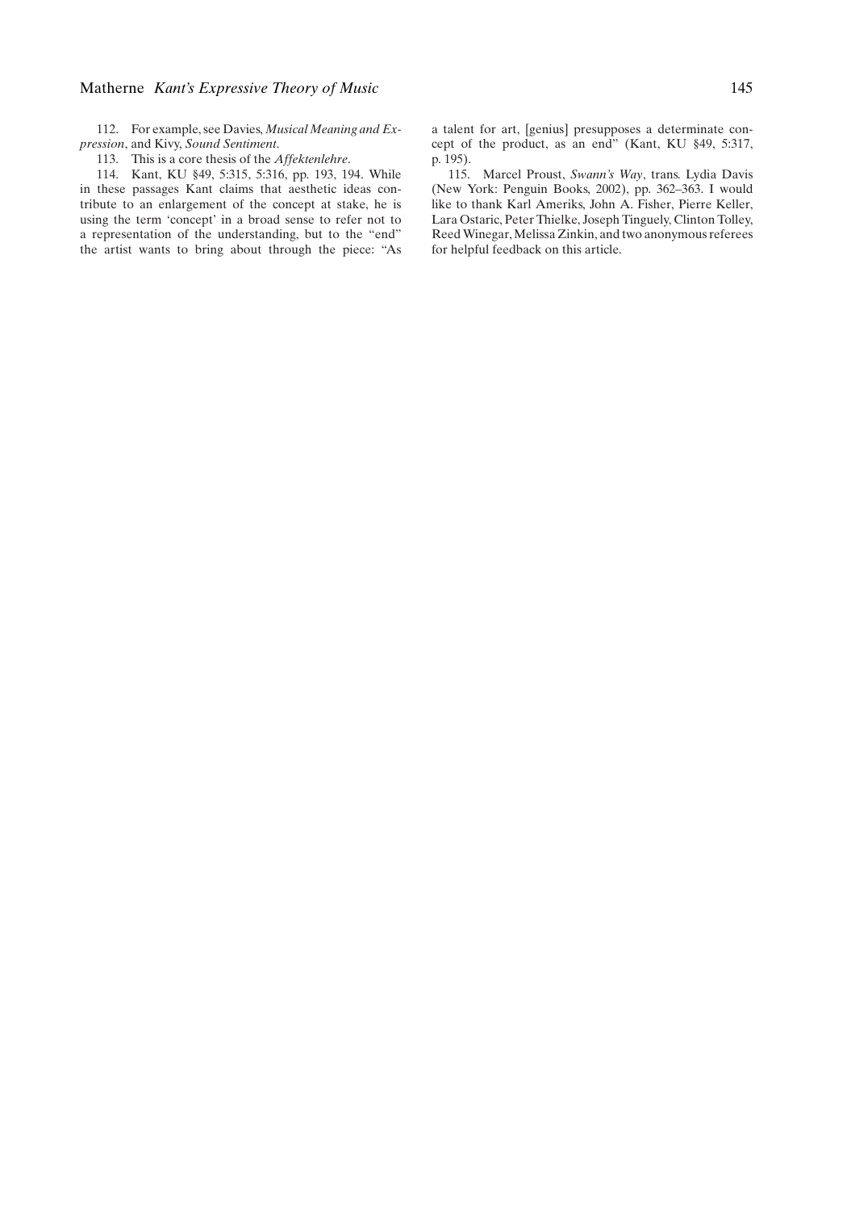112. For example, see Davies, *Musical Meaning and Expression*, and Kivy, *Sound Sentiment*.

113. This is a core thesis of the *Affektenlehre*.

114. Kant, KU §49, 5:315, 5:316, pp. 193, 194. While in these passages Kant claims that aesthetic ideas contribute to an enlargement of the concept at stake, he is using the term 'concept' in a broad sense to refer not to a representation of the understanding, but to the "end" the artist wants to bring about through the piece: "As a talent for art, [genius] presupposes a determinate concept of the product, as an end" (Kant, KU §49, 5:317, p. 195).

115. Marcel Proust, *Swann's Way*, trans. Lydia Davis (New York: Penguin Books, 2002), pp. 362–363. I would like to thank Karl Ameriks, John A. Fisher, Pierre Keller, Lara Ostaric, Peter Thielke, Joseph Tinguely, Clinton Tolley, Reed Winegar, Melissa Zinkin, and two anonymous referees for helpful feedback on this article.